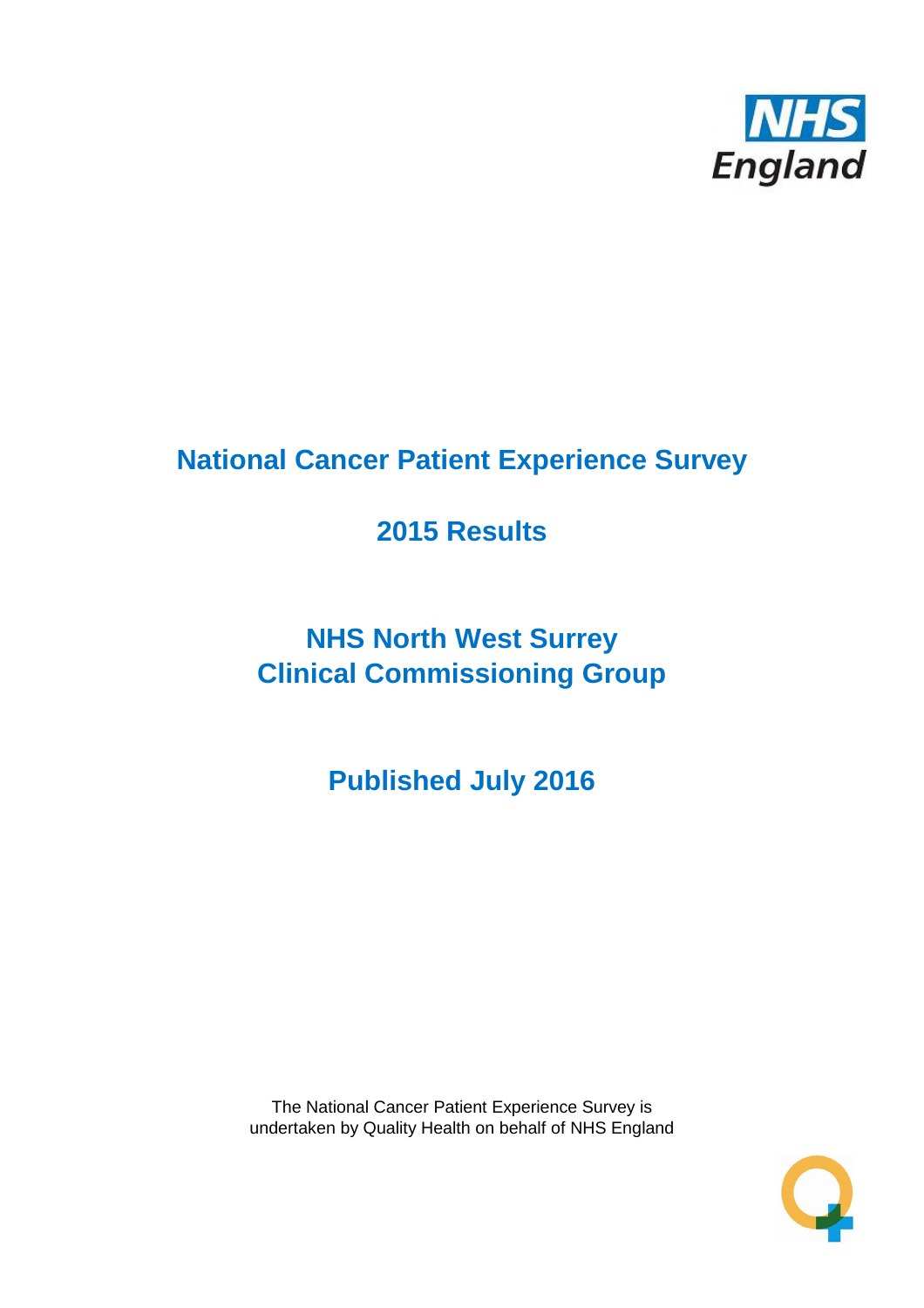NHS England

# National Cancer Patient Experience Survey

## 2015 Results

## NHS North West Surrey Clinical Commissioning Group

## Published July 2016

The National Cancer Patient Experience Survey is undertaken by Quality Health on behalf of NHS England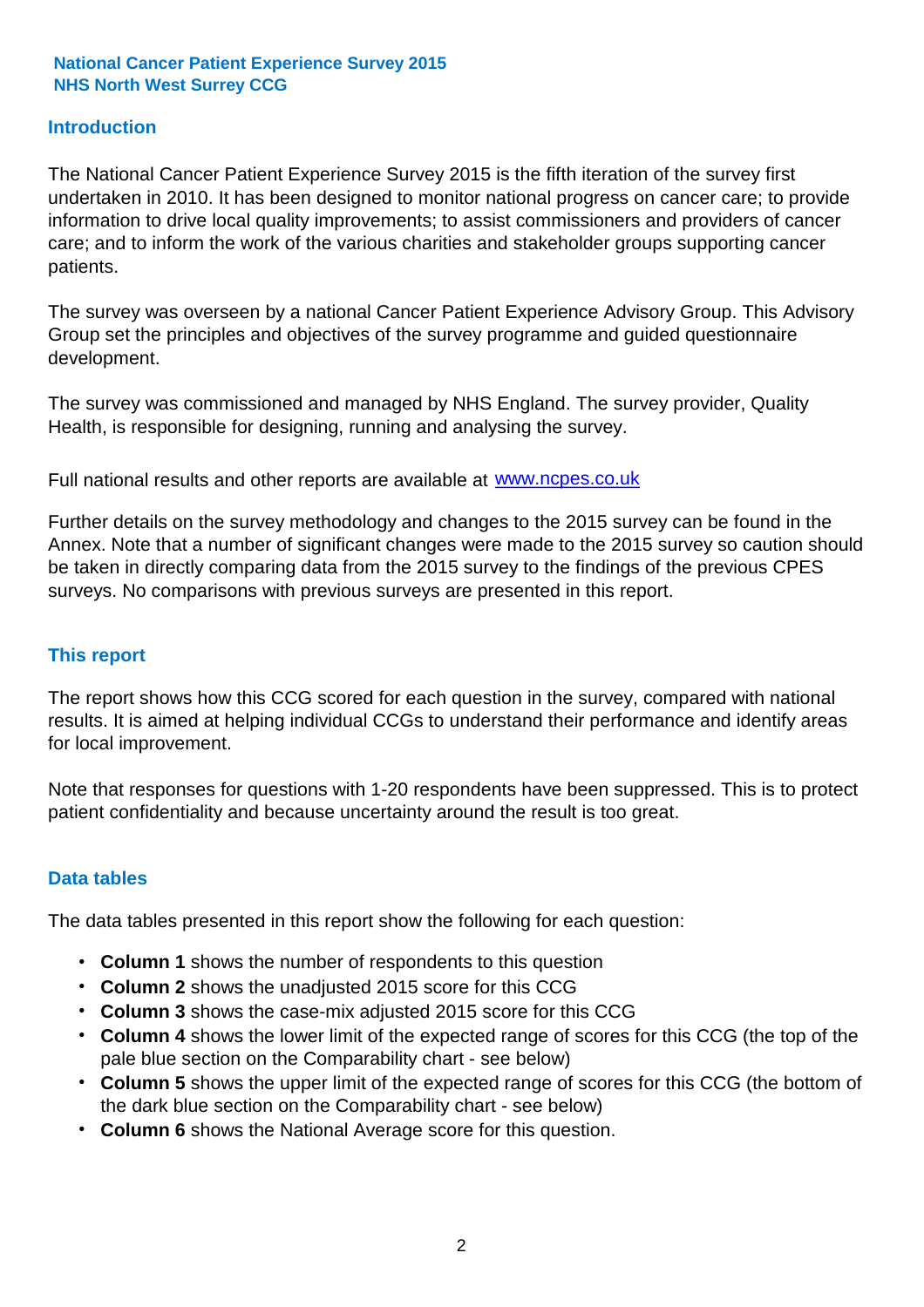**National Cancer Patient Experience Survey 2015**
**NHS North West Surrey CCG**

## Introduction

The National Cancer Patient Experience Survey 2015 is the fifth iteration of the survey first undertaken in 2010. It has been designed to monitor national progress on cancer care; to provide information to drive local quality improvements; to assist commissioners and providers of cancer care; and to inform the work of the various charities and stakeholder groups supporting cancer patients.

The survey was overseen by a national Cancer Patient Experience Advisory Group. This Advisory Group set the principles and objectives of the survey programme and guided questionnaire development.

The survey was commissioned and managed by NHS England. The survey provider, Quality Health, is responsible for designing, running and analysing the survey.

Full national results and other reports are available at [www.ncpes.co.uk](http://www.ncpes.co.uk)

Further details on the survey methodology and changes to the 2015 survey can be found in the Annex. Note that a number of significant changes were made to the 2015 survey so caution should be taken in directly comparing data from the 2015 survey to the findings of the previous CPES surveys. No comparisons with previous surveys are presented in this report.

## This report

The report shows how this CCG scored for each question in the survey, compared with national results. It is aimed at helping individual CCGs to understand their performance and identify areas for local improvement.

Note that responses for questions with 1-20 respondents have been suppressed. This is to protect patient confidentiality and because uncertainty around the result is too great.

## Data tables

The data tables presented in this report show the following for each question:

- **Column 1** shows the number of respondents to this question
- **Column 2** shows the unadjusted 2015 score for this CCG
- **Column 3** shows the case-mix adjusted 2015 score for this CCG
- **Column 4** shows the lower limit of the expected range of scores for this CCG (the top of the pale blue section on the Comparability chart - see below)
- **Column 5** shows the upper limit of the expected range of scores for this CCG (the bottom of the dark blue section on the Comparability chart - see below)
- **Column 6** shows the National Average score for this question.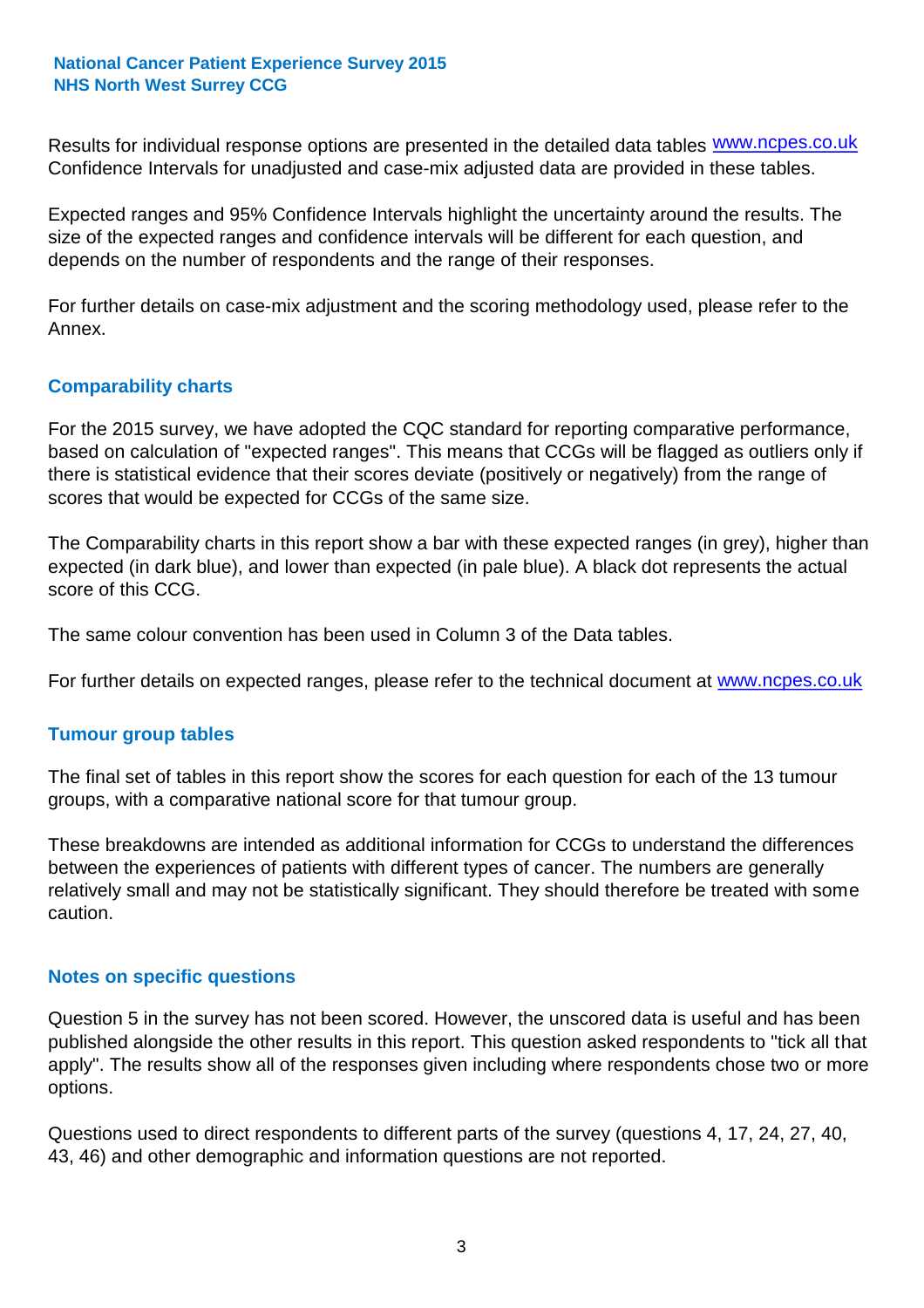**National Cancer Patient Experience Survey 2015**
**NHS North West Surrey CCG**

Results for individual response options are presented in the detailed data tables www.ncpes.co.uk Confidence Intervals for unadjusted and case-mix adjusted data are provided in these tables.

Expected ranges and 95% Confidence Intervals highlight the uncertainty around the results. The size of the expected ranges and confidence intervals will be different for each question, and depends on the number of respondents and the range of their responses.

For further details on case-mix adjustment and the scoring methodology used, please refer to the Annex.

## Comparability charts

For the 2015 survey, we have adopted the CQC standard for reporting comparative performance, based on calculation of "expected ranges". This means that CCGs will be flagged as outliers only if there is statistical evidence that their scores deviate (positively or negatively) from the range of scores that would be expected for CCGs of the same size.

The Comparability charts in this report show a bar with these expected ranges (in grey), higher than expected (in dark blue), and lower than expected (in pale blue). A black dot represents the actual score of this CCG.

The same colour convention has been used in Column 3 of the Data tables.

For further details on expected ranges, please refer to the technical document at www.ncpes.co.uk

## Tumour group tables

The final set of tables in this report show the scores for each question for each of the 13 tumour groups, with a comparative national score for that tumour group.

These breakdowns are intended as additional information for CCGs to understand the differences between the experiences of patients with different types of cancer. The numbers are generally relatively small and may not be statistically significant. They should therefore be treated with some caution.

## Notes on specific questions

Question 5 in the survey has not been scored. However, the unscored data is useful and has been published alongside the other results in this report. This question asked respondents to "tick all that apply". The results show all of the responses given including where respondents chose two or more options.

Questions used to direct respondents to different parts of the survey (questions 4, 17, 24, 27, 40, 43, 46) and other demographic and information questions are not reported.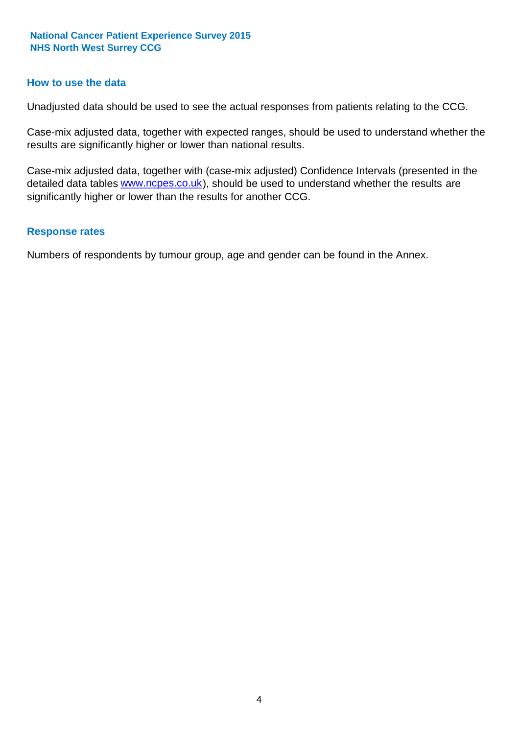## How to use the data

Unadjusted data should be used to see the actual responses from patients relating to the CCG.

Case-mix adjusted data, together with expected ranges, should be used to understand whether the results are significantly higher or lower than national results.

Case-mix adjusted data, together with (case-mix adjusted) Confidence Intervals (presented in the detailed data tables www.ncpes.co.uk), should be used to understand whether the results are significantly higher or lower than the results for another CCG.

## Response rates

Numbers of respondents by tumour group, age and gender can be found in the Annex.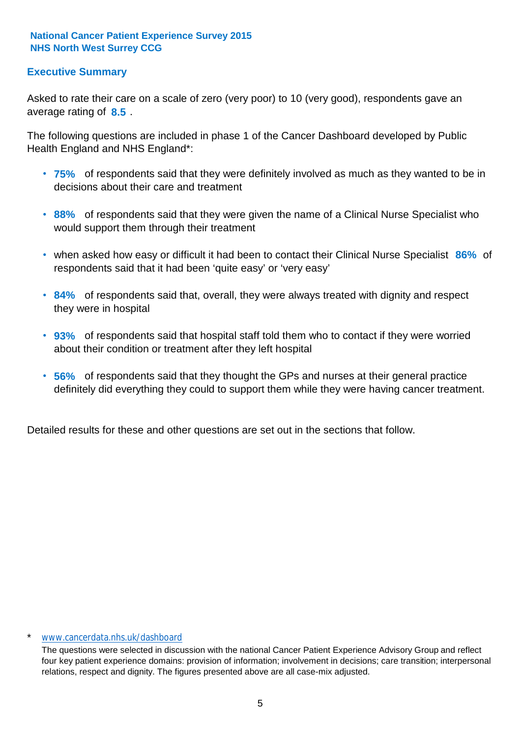**National Cancer Patient Experience Survey 2015**
**NHS North West Surrey CCG**

## Executive Summary

Asked to rate their care on a scale of zero (very poor) to 10 (very good), respondents gave an average rating of **8.5** .

The following questions are included in phase 1 of the Cancer Dashboard developed by Public Health England and NHS England*:

- **75%** of respondents said that they were definitely involved as much as they wanted to be in decisions about their care and treatment
- **88%** of respondents said that they were given the name of a Clinical Nurse Specialist who would support them through their treatment
- when asked how easy or difficult it had been to contact their Clinical Nurse Specialist **86%** of respondents said that it had been 'quite easy' or 'very easy'
- **84%** of respondents said that, overall, they were always treated with dignity and respect they were in hospital
- **93%** of respondents said that hospital staff told them who to contact if they were worried about their condition or treatment after they left hospital
- **56%** of respondents said that they thought the GPs and nurses at their general practice definitely did everything they could to support them while they were having cancer treatment.

Detailed results for these and other questions are set out in the sections that follow.

\* www.cancerdata.nhs.uk/dashboard

The questions were selected in discussion with the national Cancer Patient Experience Advisory Group and reflect four key patient experience domains: provision of information; involvement in decisions; care transition; interpersonal relations, respect and dignity. The figures presented above are all case-mix adjusted.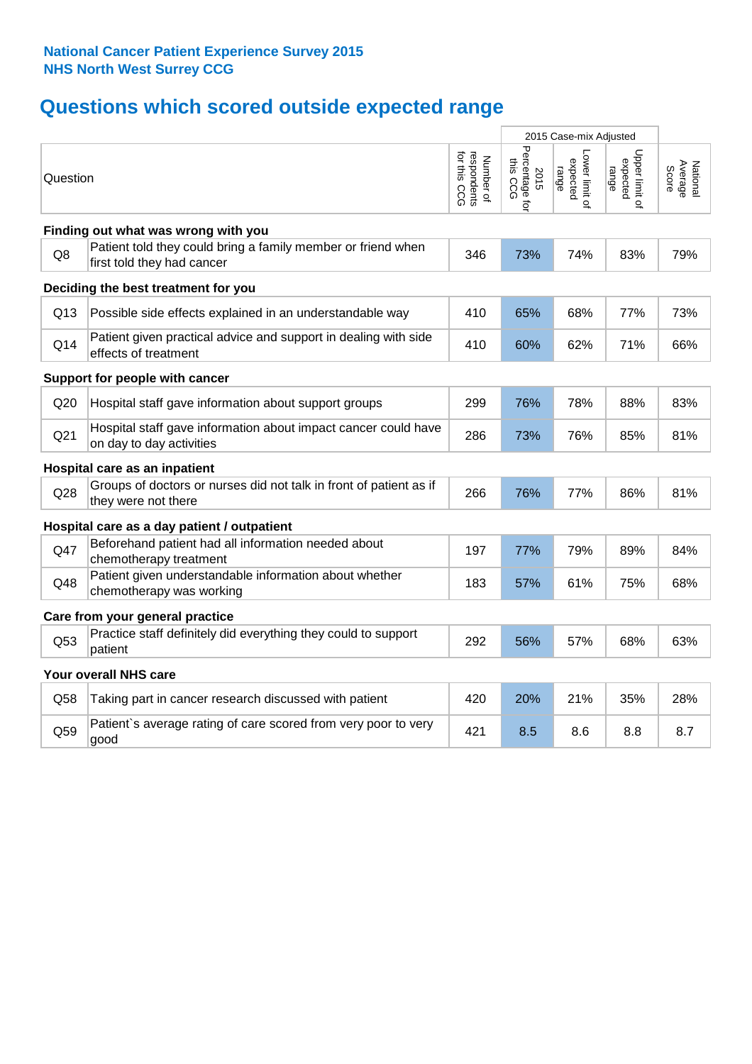**National Cancer Patient Experience Survey 2015**
**NHS North West Surrey CCG**

# Questions which scored outside expected range

| | Question | Number of respondents for this CCG | 2015 Case-mix Adjusted: 2015 Percentage for this CCG | 2015 Case-mix Adjusted: Lower limit of expected range | 2015 Case-mix Adjusted: Upper limit of expected range | National Average Score |
|---|---|---|---|---|---|---|
| **Finding out what was wrong with you** | | | | | | |
| Q8 | Patient told they could bring a family member or friend when first told they had cancer | 346 | 73% | 74% | 83% | 79% |
| **Deciding the best treatment for you** | | | | | | |
| Q13 | Possible side effects explained in an understandable way | 410 | 65% | 68% | 77% | 73% |
| Q14 | Patient given practical advice and support in dealing with side effects of treatment | 410 | 60% | 62% | 71% | 66% |
| **Support for people with cancer** | | | | | | |
| Q20 | Hospital staff gave information about support groups | 299 | 76% | 78% | 88% | 83% |
| Q21 | Hospital staff gave information about impact cancer could have on day to day activities | 286 | 73% | 76% | 85% | 81% |
| **Hospital care as an inpatient** | | | | | | |
| Q28 | Groups of doctors or nurses did not talk in front of patient as if they were not there | 266 | 76% | 77% | 86% | 81% |
| **Hospital care as a day patient / outpatient** | | | | | | |
| Q47 | Beforehand patient had all information needed about chemotherapy treatment | 197 | 77% | 79% | 89% | 84% |
| Q48 | Patient given understandable information about whether chemotherapy was working | 183 | 57% | 61% | 75% | 68% |
| **Care from your general practice** | | | | | | |
| Q53 | Practice staff definitely did everything they could to support patient | 292 | 56% | 57% | 68% | 63% |
| **Your overall NHS care** | | | | | | |
| Q58 | Taking part in cancer research discussed with patient | 420 | 20% | 21% | 35% | 28% |
| Q59 | Patient`s average rating of care scored from very poor to very good | 421 | 8.5 | 8.6 | 8.8 | 8.7 |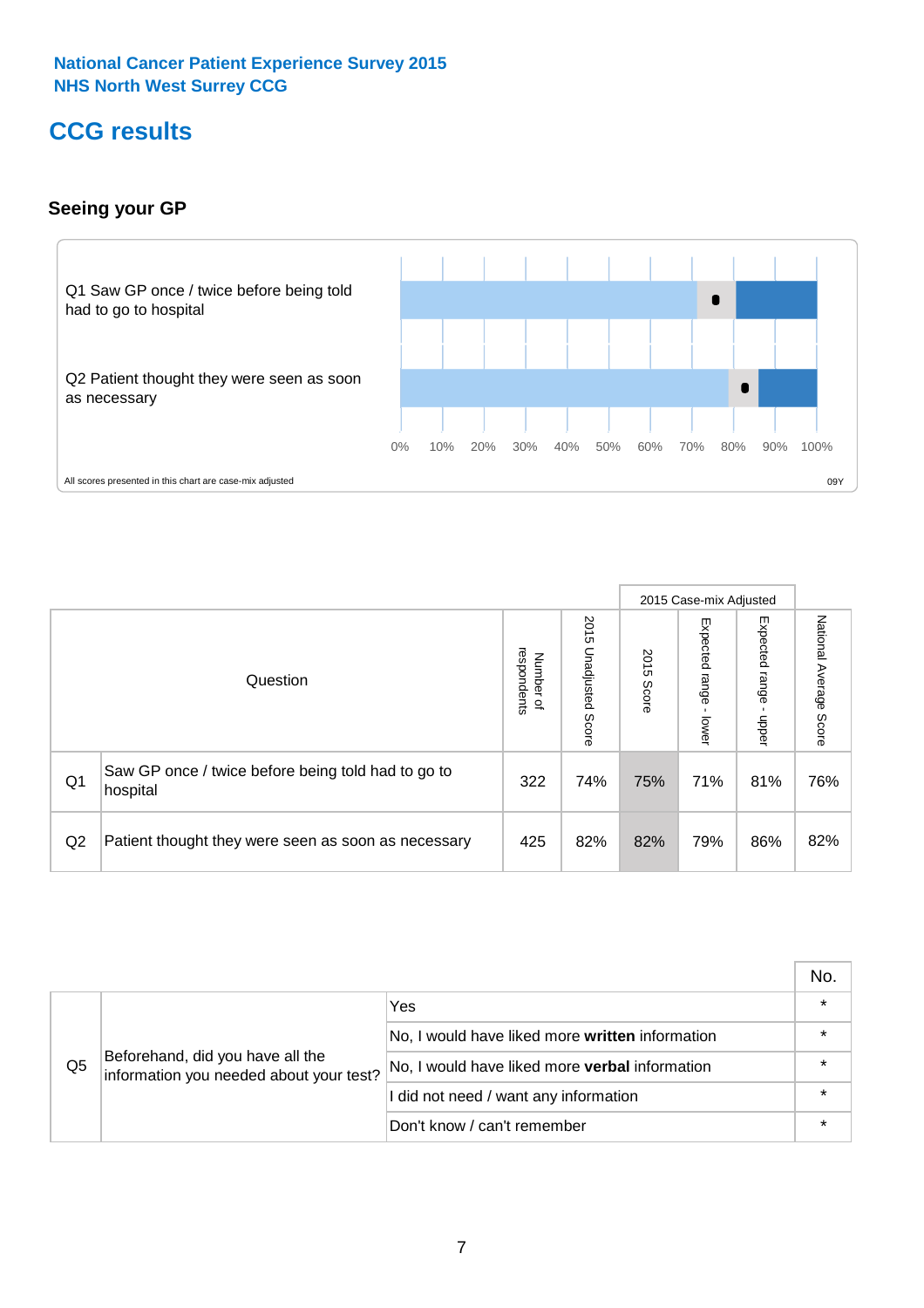National Cancer Patient Experience Survey 2015
NHS North West Surrey CCG

# CCG results

## Seeing your GP

Q1 Saw GP once / twice before being told had to go to hospital

Q2 Patient thought they were seen as soon as necessary

0% 10% 20% 30% 40% 50% 60% 70% 80% 90% 100%

All scores presented in this chart are case-mix adjusted

09Y

| | Question | Number of respondents | 2015 Unadjusted Score | 2015 Case-mix Adjusted: 2015 Score | 2015 Case-mix Adjusted: Expected range - lower | 2015 Case-mix Adjusted: Expected range - upper | National Average Score |
|---|---|---|---|---|---|---|---|
| Q1 | Saw GP once / twice before being told had to go to hospital | 322 | 74% | 75% | 71% | 81% | 76% |
| Q2 | Patient thought they were seen as soon as necessary | 425 | 82% | 82% | 79% | 86% | 82% |

| | | | No. |
|---|---|---|---|
| Q5 | Beforehand, did you have all the information you needed about your test? | Yes | * |
| | | No, I would have liked more **written** information | * |
| | | No, I would have liked more **verbal** information | * |
| | | I did not need / want any information | * |
| | | Don't know / can't remember | * |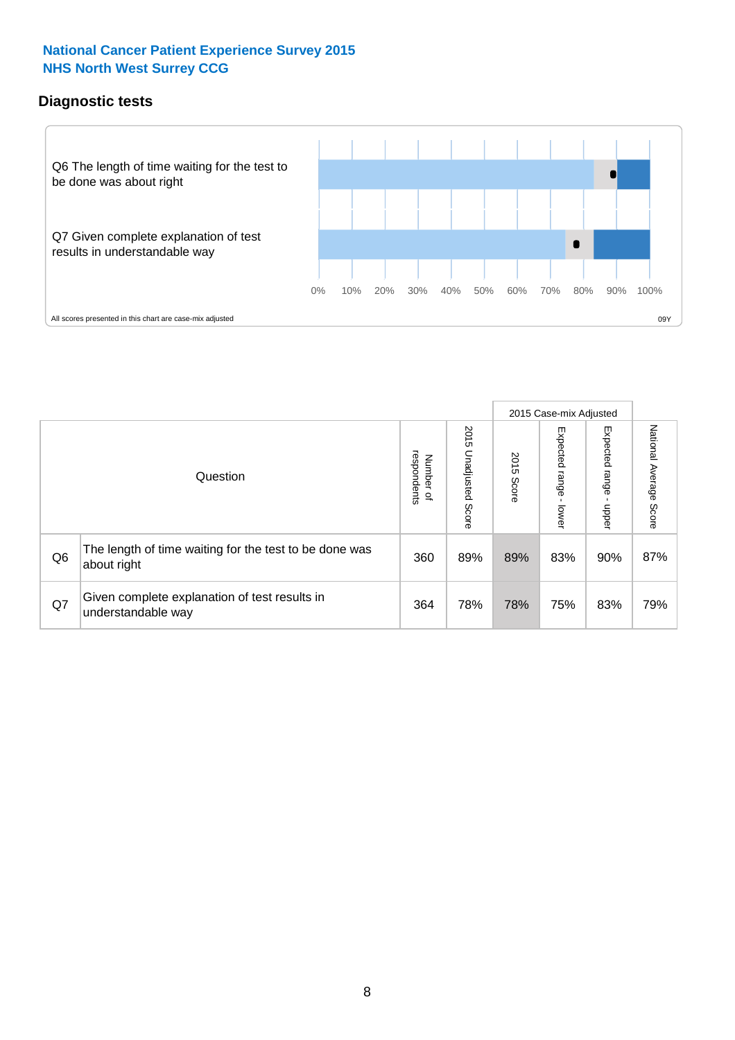**National Cancer Patient Experience Survey 2015**
**NHS North West Surrey CCG**

## Diagnostic tests

Q6 The length of time waiting for the test to be done was about right

Q7 Given complete explanation of test results in understandable way

0% 10% 20% 30% 40% 50% 60% 70% 80% 90% 100%

All scores presented in this chart are case-mix adjusted

09Y

| | Question | Number of respondents | 2015 Unadjusted Score | 2015 Case-mix Adjusted: 2015 Score | 2015 Case-mix Adjusted: Expected range - lower | 2015 Case-mix Adjusted: Expected range - upper | National Average Score |
|---|---|---|---|---|---|---|---|
| Q6 | The length of time waiting for the test to be done was about right | 360 | 89% | 89% | 83% | 90% | 87% |
| Q7 | Given complete explanation of test results in understandable way | 364 | 78% | 78% | 75% | 83% | 79% |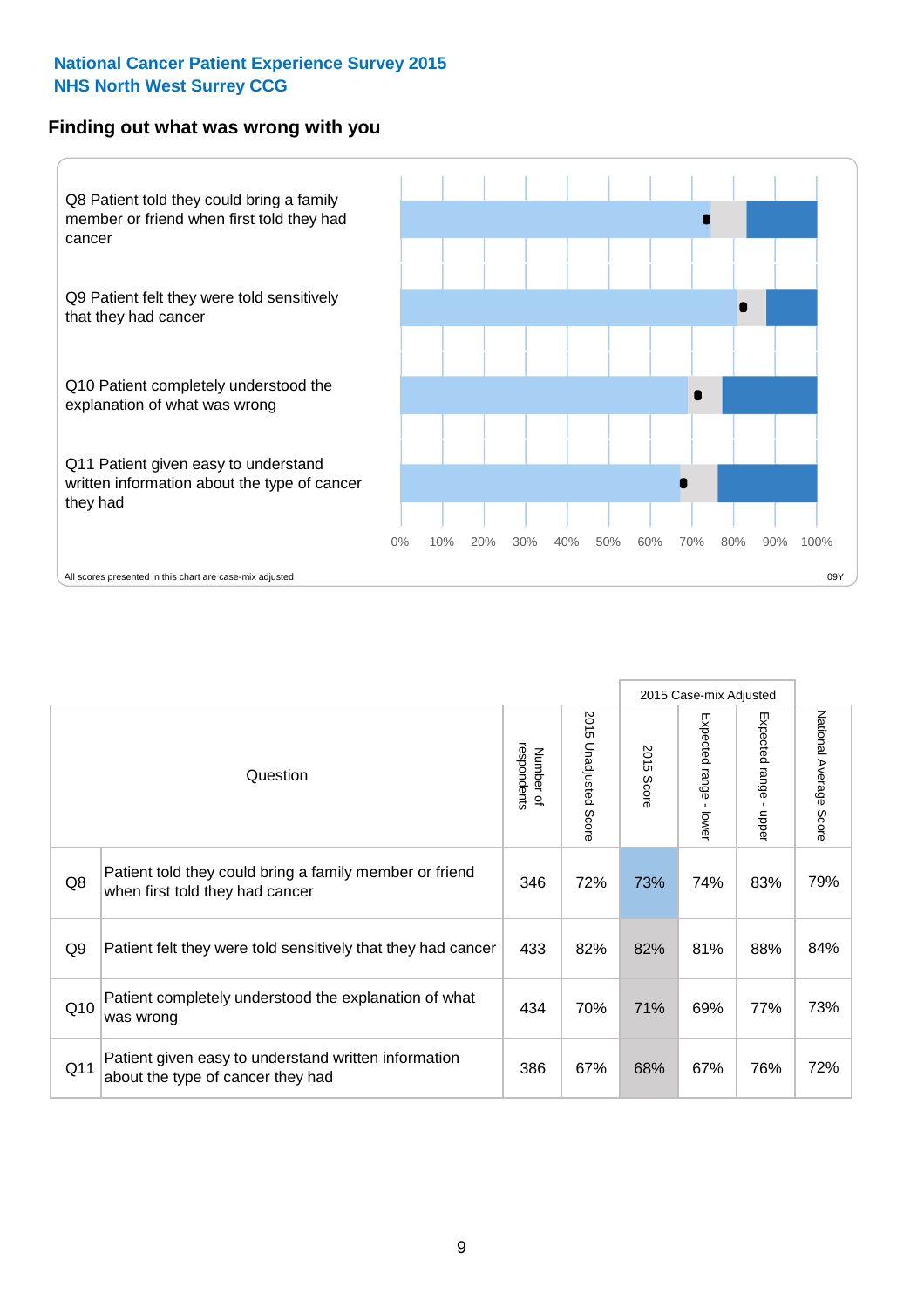**National Cancer Patient Experience Survey 2015**
**NHS North West Surrey CCG**

## Finding out what was wrong with you

Q8 Patient told they could bring a family member or friend when first told they had cancer

Q9 Patient felt they were told sensitively that they had cancer

Q10 Patient completely understood the explanation of what was wrong

Q11 Patient given easy to understand written information about the type of cancer they had

0% 10% 20% 30% 40% 50% 60% 70% 80% 90% 100%

All scores presented in this chart are case-mix adjusted

09Y

| | Question | Number of respondents | 2015 Unadjusted Score | 2015 Case-mix Adjusted: 2015 Score | 2015 Case-mix Adjusted: Expected range - lower | 2015 Case-mix Adjusted: Expected range - upper | National Average Score |
|---|---|---|---|---|---|---|---|
| Q8 | Patient told they could bring a family member or friend when first told they had cancer | 346 | 72% | 73% | 74% | 83% | 79% |
| Q9 | Patient felt they were told sensitively that they had cancer | 433 | 82% | 82% | 81% | 88% | 84% |
| Q10 | Patient completely understood the explanation of what was wrong | 434 | 70% | 71% | 69% | 77% | 73% |
| Q11 | Patient given easy to understand written information about the type of cancer they had | 386 | 67% | 68% | 67% | 76% | 72% |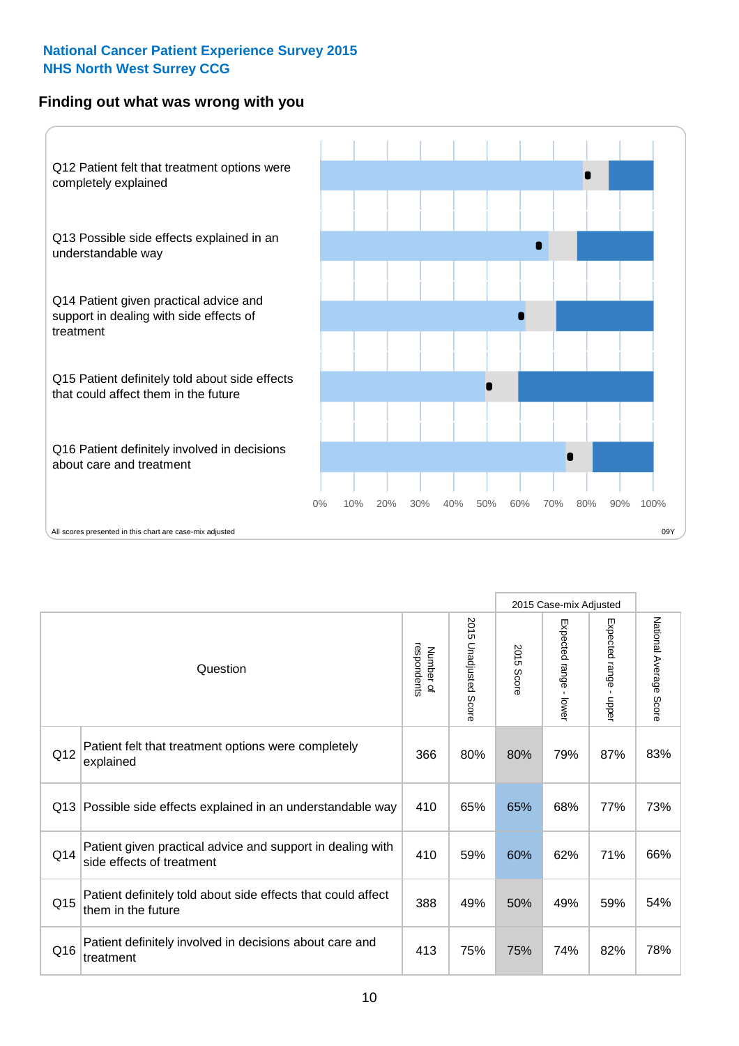**National Cancer Patient Experience Survey 2015**
**NHS North West Surrey CCG**

## Finding out what was wrong with you

Q12 Patient felt that treatment options were completely explained

Q13 Possible side effects explained in an understandable way

Q14 Patient given practical advice and support in dealing with side effects of treatment

Q15 Patient definitely told about side effects that could affect them in the future

Q16 Patient definitely involved in decisions about care and treatment

0% 10% 20% 30% 40% 50% 60% 70% 80% 90% 100%

All scores presented in this chart are case-mix adjusted

09Y

| | Question | Number of respondents | 2015 Unadjusted Score | 2015 Case-mix Adjusted: 2015 Score | 2015 Case-mix Adjusted: Expected range - lower | 2015 Case-mix Adjusted: Expected range - upper | National Average Score |
|---|---|---|---|---|---|---|---|
| Q12 | Patient felt that treatment options were completely explained | 366 | 80% | 80% | 79% | 87% | 83% |
| Q13 | Possible side effects explained in an understandable way | 410 | 65% | 65% | 68% | 77% | 73% |
| Q14 | Patient given practical advice and support in dealing with side effects of treatment | 410 | 59% | 60% | 62% | 71% | 66% |
| Q15 | Patient definitely told about side effects that could affect them in the future | 388 | 49% | 50% | 49% | 59% | 54% |
| Q16 | Patient definitely involved in decisions about care and treatment | 413 | 75% | 75% | 74% | 82% | 78% |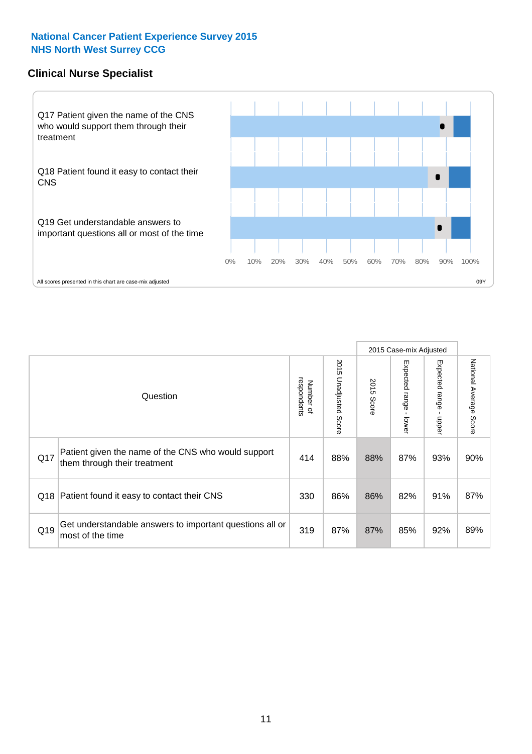**National Cancer Patient Experience Survey 2015**
**NHS North West Surrey CCG**

## Clinical Nurse Specialist

Q17 Patient given the name of the CNS who would support them through their treatment

Q18 Patient found it easy to contact their CNS

Q19 Get understandable answers to important questions all or most of the time

0% 10% 20% 30% 40% 50% 60% 70% 80% 90% 100%

All scores presented in this chart are case-mix adjusted

09Y

| Question | | Number of respondents | 2015 Unadjusted Score | 2015 Case-mix Adjusted | | | National Average Score |
|---|---|---|---|---|---|---|---|
| | | | | 2015 Score | Expected range - lower | Expected range - upper | |
| Q17 | Patient given the name of the CNS who would support them through their treatment | 414 | 88% | 88% | 87% | 93% | 90% |
| Q18 | Patient found it easy to contact their CNS | 330 | 86% | 86% | 82% | 91% | 87% |
| Q19 | Get understandable answers to important questions all or most of the time | 319 | 87% | 87% | 85% | 92% | 89% |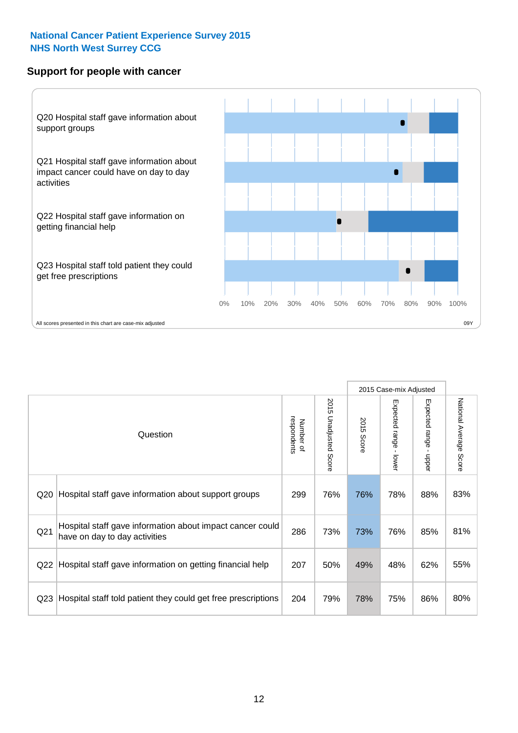National Cancer Patient Experience Survey 2015
NHS North West Surrey CCG

## Support for people with cancer

Q20 Hospital staff gave information about support groups

Q21 Hospital staff gave information about impact cancer could have on day to day activities

Q22 Hospital staff gave information on getting financial help

Q23 Hospital staff told patient they could get free prescriptions

0% 10% 20% 30% 40% 50% 60% 70% 80% 90% 100%

All scores presented in this chart are case-mix adjusted

09Y

| Question | | Number of respondents | 2015 Unadjusted Score | 2015 Case-mix Adjusted | | | National Average Score |
|---|---|---|---|---|---|---|---|
| | | | | 2015 Score | Expected range - lower | Expected range - upper | |
| Q20 | Hospital staff gave information about support groups | 299 | 76% | 76% | 78% | 88% | 83% |
| Q21 | Hospital staff gave information about impact cancer could have on day to day activities | 286 | 73% | 73% | 76% | 85% | 81% |
| Q22 | Hospital staff gave information on getting financial help | 207 | 50% | 49% | 48% | 62% | 55% |
| Q23 | Hospital staff told patient they could get free prescriptions | 204 | 79% | 78% | 75% | 86% | 80% |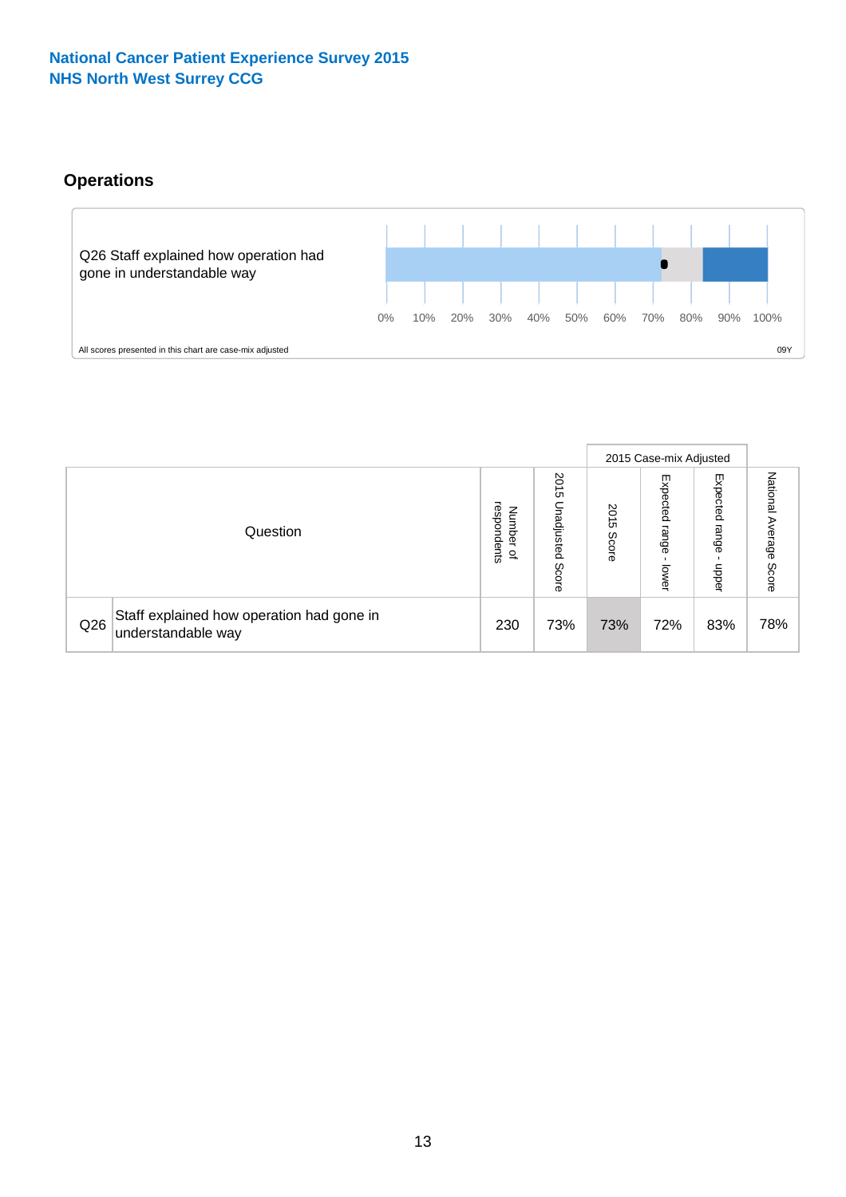National Cancer Patient Experience Survey 2015
NHS North West Surrey CCG

## Operations

Q26 Staff explained how operation had gone in understandable way

0% 10% 20% 30% 40% 50% 60% 70% 80% 90% 100%

All scores presented in this chart are case-mix adjusted

09Y

| | Question | Number of respondents | 2015 Unadjusted Score | 2015 Case-mix Adjusted | | | National Average Score |
|---|---|---|---|---|---|---|---|
| | | | | 2015 Score | Expected range - lower | Expected range - upper | |
| Q26 | Staff explained how operation had gone in understandable way | 230 | 73% | 73% | 72% | 83% | 78% |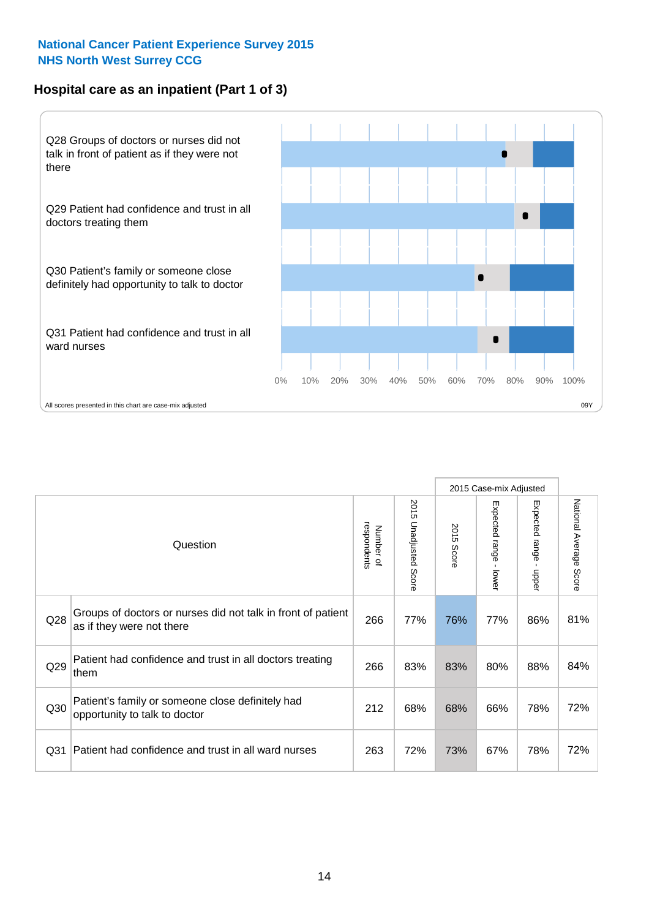# National Cancer Patient Experience Survey 2015
## NHS North West Surrey CCG

### Hospital care as an inpatient (Part 1 of 3)

Q28 Groups of doctors or nurses did not talk in front of patient as if they were not there

Q29 Patient had confidence and trust in all doctors treating them

Q30 Patient's family or someone close definitely had opportunity to talk to doctor

Q31 Patient had confidence and trust in all ward nurses

0% 10% 20% 30% 40% 50% 60% 70% 80% 90% 100%

All scores presented in this chart are case-mix adjusted

09Y

| Question | | Number of respondents | 2015 Unadjusted Score | 2015 Case-mix Adjusted: 2015 Score | 2015 Case-mix Adjusted: Expected range - lower | 2015 Case-mix Adjusted: Expected range - upper | National Average Score |
|---|---|---|---|---|---|---|---|
| Q28 | Groups of doctors or nurses did not talk in front of patient as if they were not there | 266 | 77% | 76% | 77% | 86% | 81% |
| Q29 | Patient had confidence and trust in all doctors treating them | 266 | 83% | 83% | 80% | 88% | 84% |
| Q30 | Patient's family or someone close definitely had opportunity to talk to doctor | 212 | 68% | 68% | 66% | 78% | 72% |
| Q31 | Patient had confidence and trust in all ward nurses | 263 | 72% | 73% | 67% | 78% | 72% |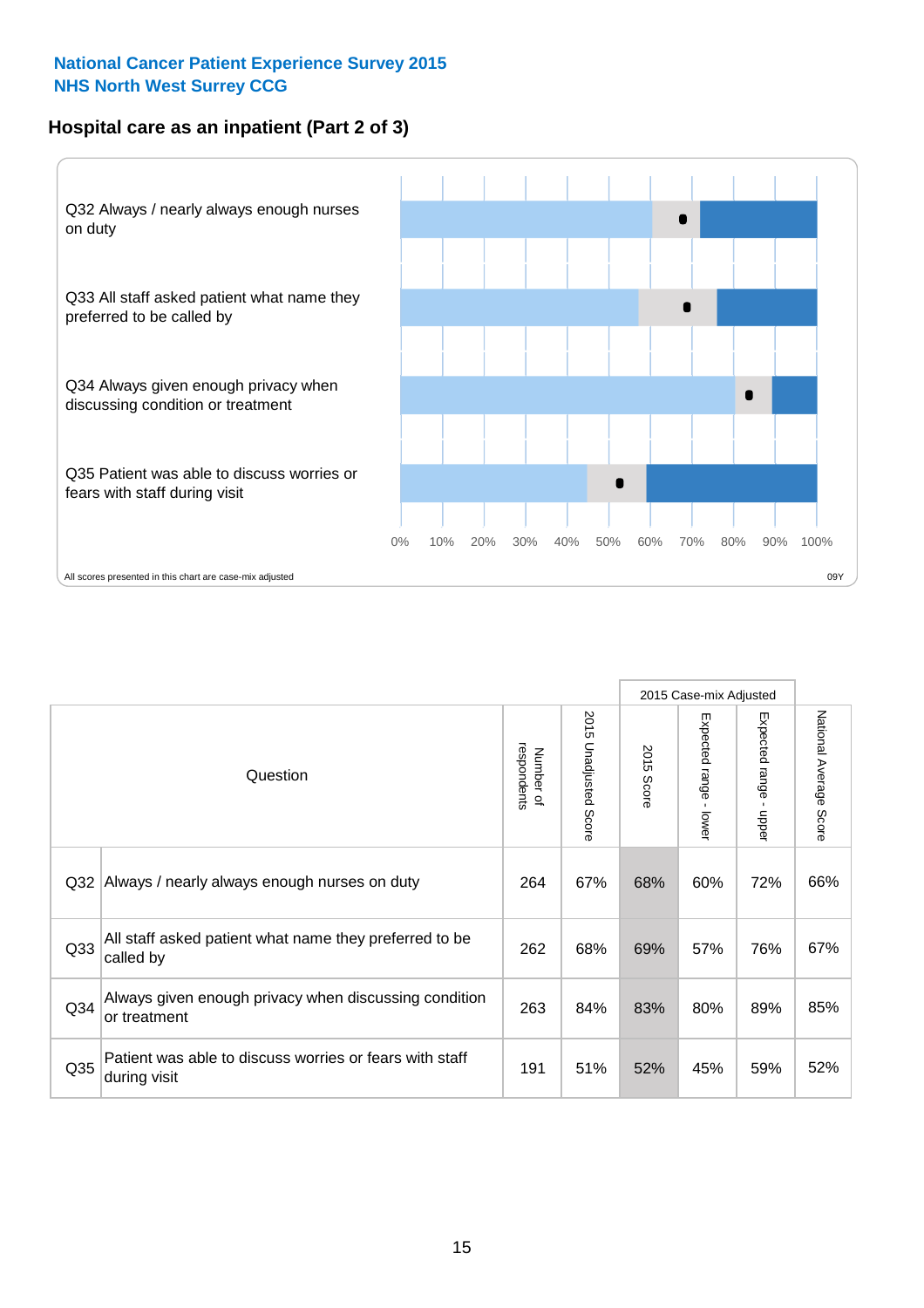**National Cancer Patient Experience Survey 2015**
**NHS North West Surrey CCG**

## Hospital care as an inpatient (Part 2 of 3)

Q32 Always / nearly always enough nurses on duty

Q33 All staff asked patient what name they preferred to be called by

Q34 Always given enough privacy when discussing condition or treatment

Q35 Patient was able to discuss worries or fears with staff during visit

0% 10% 20% 30% 40% 50% 60% 70% 80% 90% 100%

All scores presented in this chart are case-mix adjusted

09Y

| Question | | Number of respondents | 2015 Unadjusted Score | 2015 Case-mix Adjusted | | | National Average Score |
|---|---|---|---|---|---|---|---|
| | | | | 2015 Score | Expected range - lower | Expected range - upper | |
| Q32 | Always / nearly always enough nurses on duty | 264 | 67% | 68% | 60% | 72% | 66% |
| Q33 | All staff asked patient what name they preferred to be called by | 262 | 68% | 69% | 57% | 76% | 67% |
| Q34 | Always given enough privacy when discussing condition or treatment | 263 | 84% | 83% | 80% | 89% | 85% |
| Q35 | Patient was able to discuss worries or fears with staff during visit | 191 | 51% | 52% | 45% | 59% | 52% |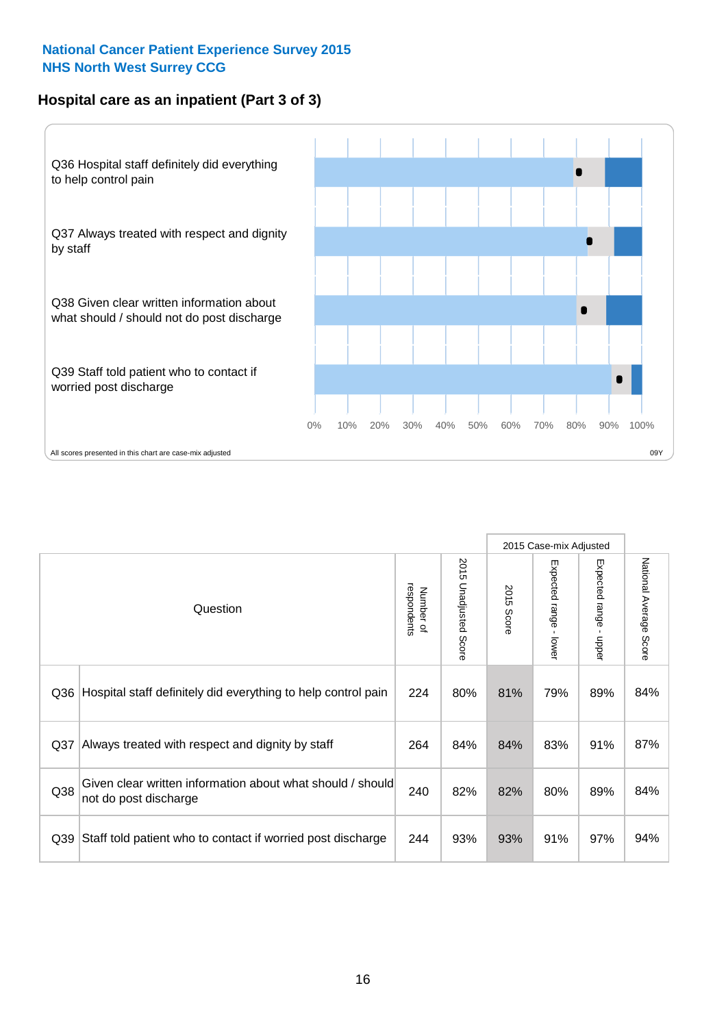**National Cancer Patient Experience Survey 2015**
**NHS North West Surrey CCG**

## Hospital care as an inpatient (Part 3 of 3)

Q36 Hospital staff definitely did everything to help control pain

Q37 Always treated with respect and dignity by staff

Q38 Given clear written information about what should / should not do post discharge

Q39 Staff told patient who to contact if worried post discharge

0% 10% 20% 30% 40% 50% 60% 70% 80% 90% 100%

All scores presented in this chart are case-mix adjusted

09Y

| | Question | Number of respondents | 2015 Unadjusted Score | 2015 Case-mix Adjusted | | | National Average Score |
|---|---|---|---|---|---|---|---|
| | | | | 2015 Score | Expected range - lower | Expected range - upper | |
| Q36 | Hospital staff definitely did everything to help control pain | 224 | 80% | 81% | 79% | 89% | 84% |
| Q37 | Always treated with respect and dignity by staff | 264 | 84% | 84% | 83% | 91% | 87% |
| Q38 | Given clear written information about what should / should not do post discharge | 240 | 82% | 82% | 80% | 89% | 84% |
| Q39 | Staff told patient who to contact if worried post discharge | 244 | 93% | 93% | 91% | 97% | 94% |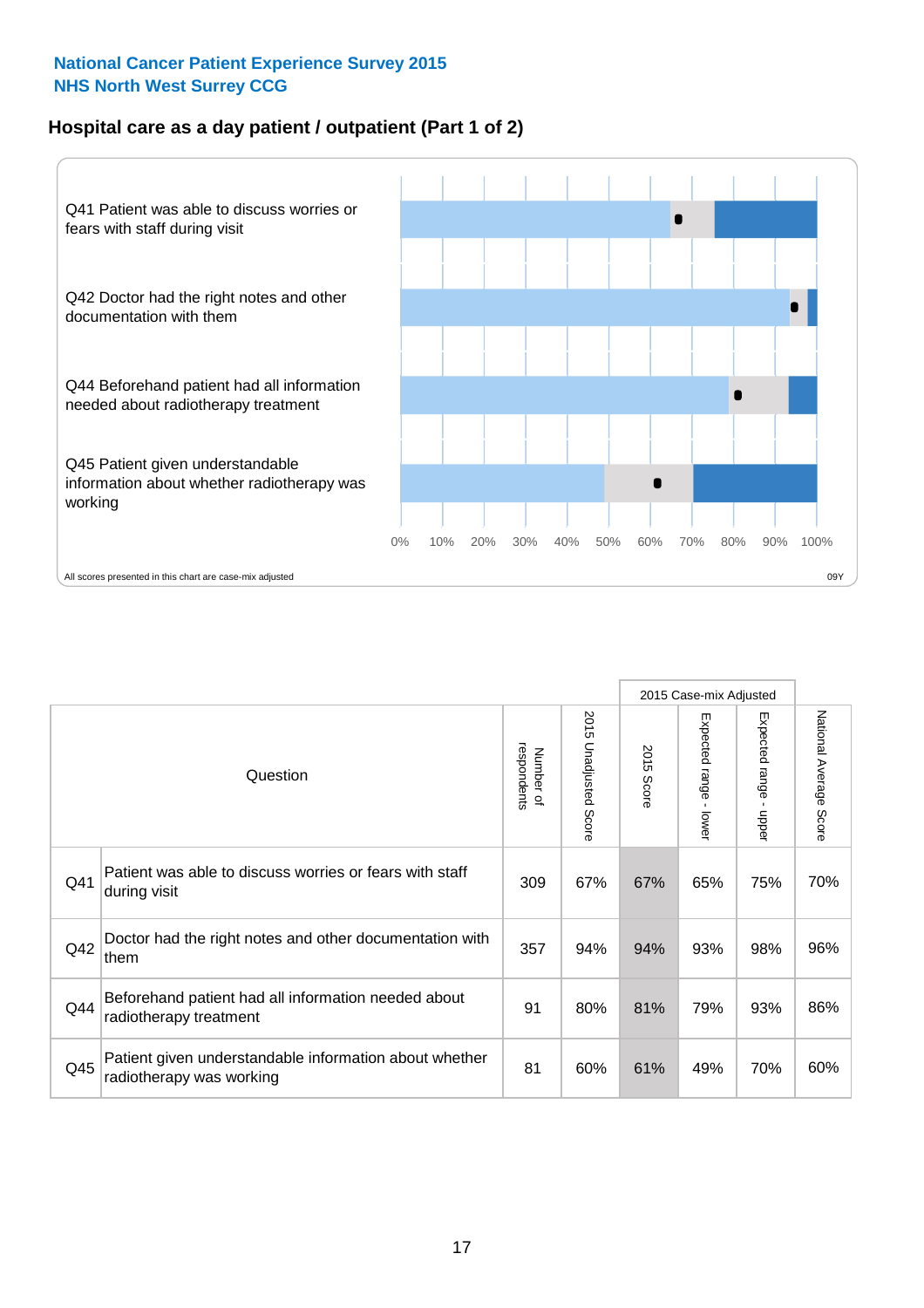**National Cancer Patient Experience Survey 2015**
**NHS North West Surrey CCG**

## Hospital care as a day patient / outpatient (Part 1 of 2)

Q41 Patient was able to discuss worries or fears with staff during visit

Q42 Doctor had the right notes and other documentation with them

Q44 Beforehand patient had all information needed about radiotherapy treatment

Q45 Patient given understandable information about whether radiotherapy was working

0% 10% 20% 30% 40% 50% 60% 70% 80% 90% 100%

All scores presented in this chart are case-mix adjusted

09Y

| Question | | Number of respondents | 2015 Unadjusted Score | 2015 Case-mix Adjusted: 2015 Score | 2015 Case-mix Adjusted: Expected range - lower | 2015 Case-mix Adjusted: Expected range - upper | National Average Score |
|---|---|---|---|---|---|---|---|
| Q41 | Patient was able to discuss worries or fears with staff during visit | 309 | 67% | 67% | 65% | 75% | 70% |
| Q42 | Doctor had the right notes and other documentation with them | 357 | 94% | 94% | 93% | 98% | 96% |
| Q44 | Beforehand patient had all information needed about radiotherapy treatment | 91 | 80% | 81% | 79% | 93% | 86% |
| Q45 | Patient given understandable information about whether radiotherapy was working | 81 | 60% | 61% | 49% | 70% | 60% |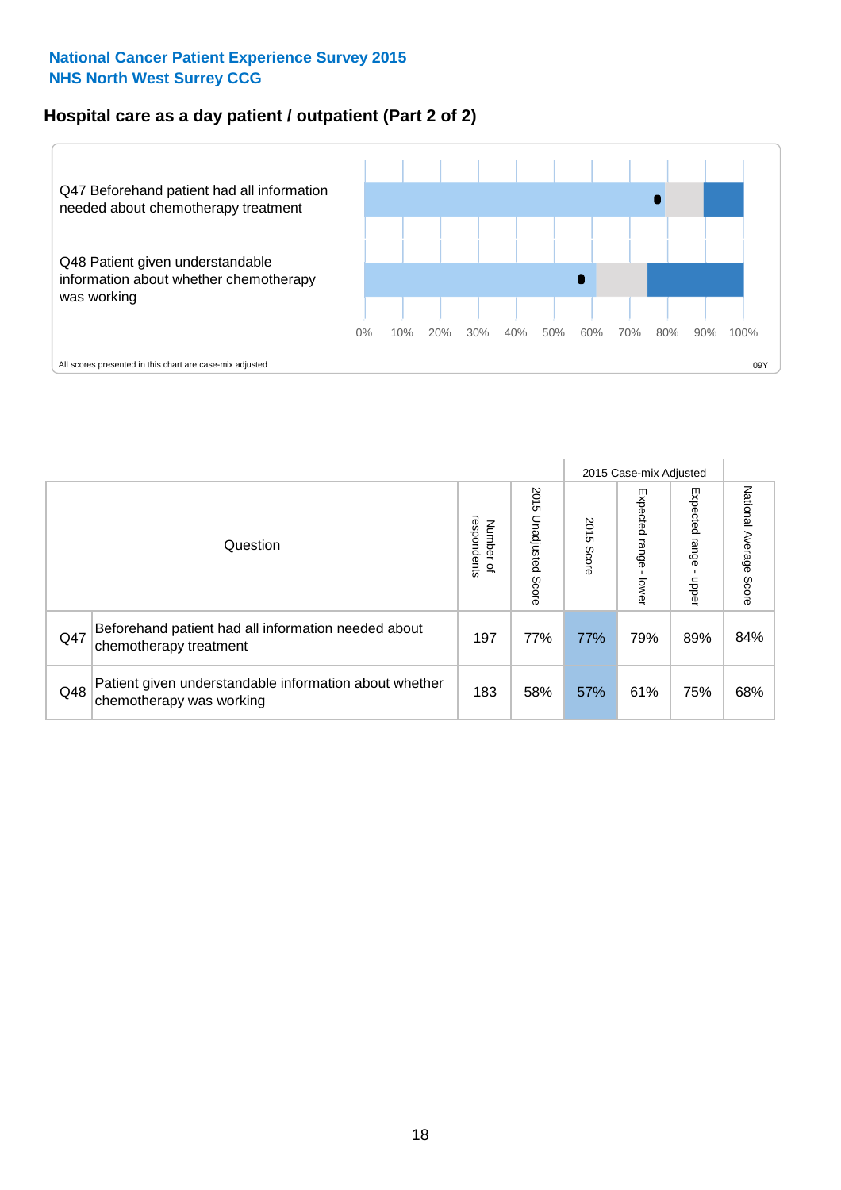National Cancer Patient Experience Survey 2015
NHS North West Surrey CCG

## Hospital care as a day patient / outpatient (Part 2 of 2)

Q47 Beforehand patient had all information needed about chemotherapy treatment

Q48 Patient given understandable information about whether chemotherapy was working

0% 10% 20% 30% 40% 50% 60% 70% 80% 90% 100%

All scores presented in this chart are case-mix adjusted

09Y

| | Question | Number of respondents | 2015 Unadjusted Score | 2015 Case-mix Adjusted: 2015 Score | 2015 Case-mix Adjusted: Expected range - lower | 2015 Case-mix Adjusted: Expected range - upper | National Average Score |
|---|---|---|---|---|---|---|---|
| Q47 | Beforehand patient had all information needed about chemotherapy treatment | 197 | 77% | 77% | 79% | 89% | 84% |
| Q48 | Patient given understandable information about whether chemotherapy was working | 183 | 58% | 57% | 61% | 75% | 68% |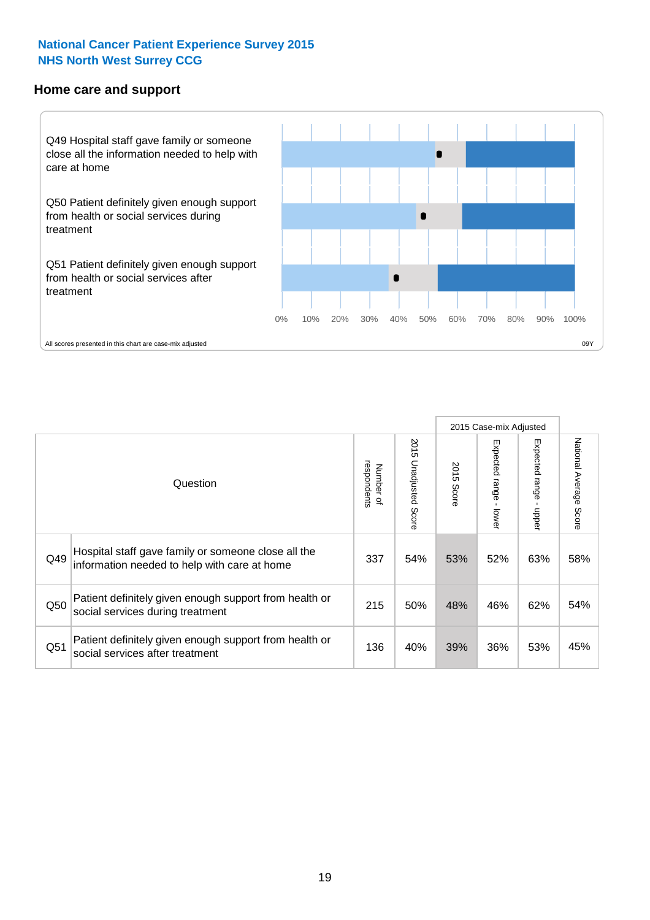**National Cancer Patient Experience Survey 2015**
**NHS North West Surrey CCG**

## Home care and support

Q49 Hospital staff gave family or someone close all the information needed to help with care at home

Q50 Patient definitely given enough support from health or social services during treatment

Q51 Patient definitely given enough support from health or social services after treatment

0% 10% 20% 30% 40% 50% 60% 70% 80% 90% 100%

All scores presented in this chart are case-mix adjusted

09Y

| | Question | Number of respondents | 2015 Unadjusted Score | 2015 Case-mix Adjusted: 2015 Score | 2015 Case-mix Adjusted: Expected range - lower | 2015 Case-mix Adjusted: Expected range - upper | National Average Score |
|---|---|---|---|---|---|---|---|
| Q49 | Hospital staff gave family or someone close all the information needed to help with care at home | 337 | 54% | 53% | 52% | 63% | 58% |
| Q50 | Patient definitely given enough support from health or social services during treatment | 215 | 50% | 48% | 46% | 62% | 54% |
| Q51 | Patient definitely given enough support from health or social services after treatment | 136 | 40% | 39% | 36% | 53% | 45% |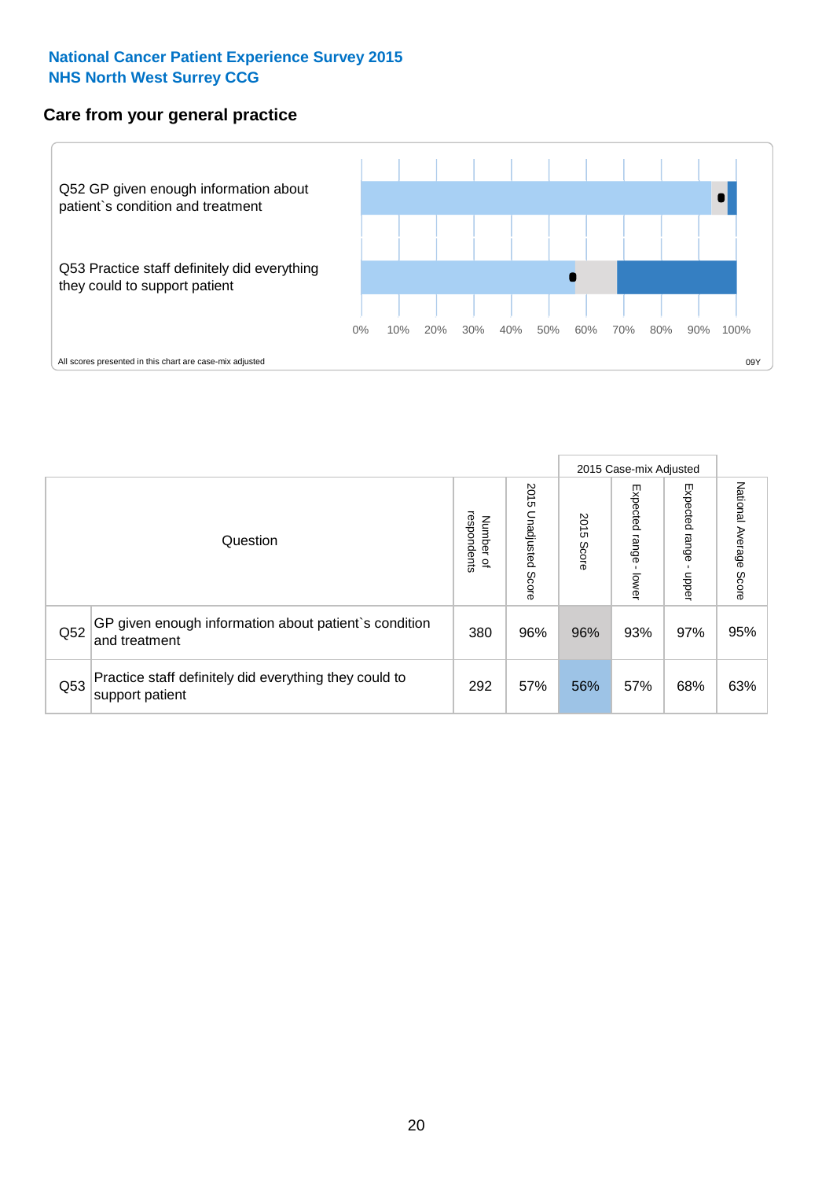**National Cancer Patient Experience Survey 2015**
**NHS North West Surrey CCG**

## Care from your general practice

Q52 GP given enough information about patient`s condition and treatment

Q53 Practice staff definitely did everything they could to support patient

0% 10% 20% 30% 40% 50% 60% 70% 80% 90% 100%

All scores presented in this chart are case-mix adjusted

09Y

| Question | | Number of respondents | 2015 Unadjusted Score | 2015 Case-mix Adjusted 2015 Score | 2015 Case-mix Adjusted Expected range - lower | 2015 Case-mix Adjusted Expected range - upper | National Average Score |
|---|---|---|---|---|---|---|---|
| Q52 | GP given enough information about patient`s condition and treatment | 380 | 96% | 96% | 93% | 97% | 95% |
| Q53 | Practice staff definitely did everything they could to support patient | 292 | 57% | 56% | 57% | 68% | 63% |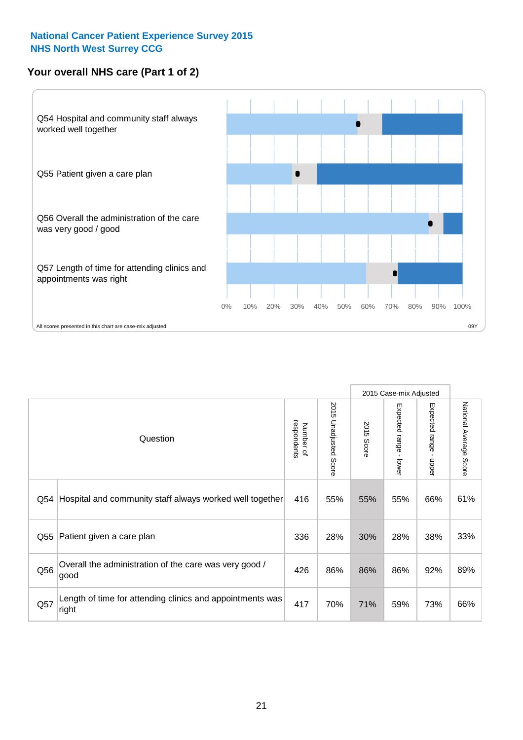National Cancer Patient Experience Survey 2015
NHS North West Surrey CCG

## Your overall NHS care (Part 1 of 2)

Q54 Hospital and community staff always worked well together

Q55 Patient given a care plan

Q56 Overall the administration of the care was very good / good

Q57 Length of time for attending clinics and appointments was right

0% 10% 20% 30% 40% 50% 60% 70% 80% 90% 100%

All scores presented in this chart are case-mix adjusted

09Y

| Question | | Number of respondents | 2015 Unadjusted Score | 2015 Case-mix Adjusted | | | National Average Score |
|---|---|---|---|---|---|---|---|
| | | | | 2015 Score | Expected range - lower | Expected range - upper | |
| Q54 | Hospital and community staff always worked well together | 416 | 55% | 55% | 55% | 66% | 61% |
| Q55 | Patient given a care plan | 336 | 28% | 30% | 28% | 38% | 33% |
| Q56 | Overall the administration of the care was very good / good | 426 | 86% | 86% | 86% | 92% | 89% |
| Q57 | Length of time for attending clinics and appointments was right | 417 | 70% | 71% | 59% | 73% | 66% |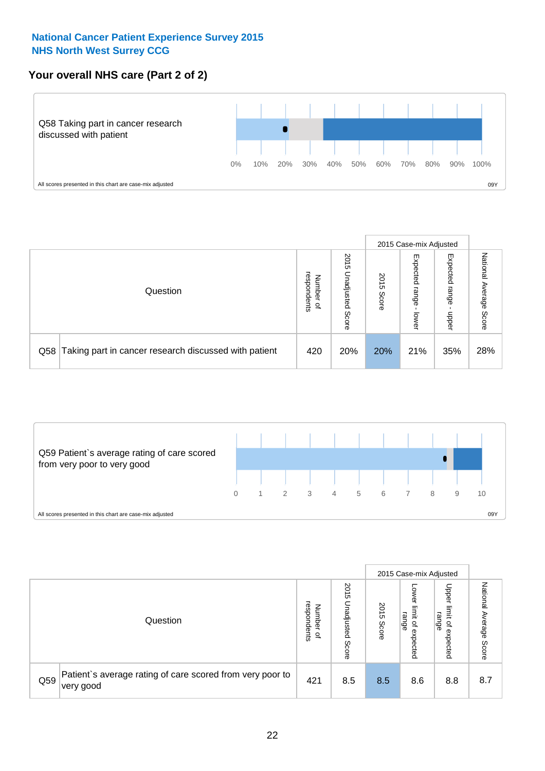## National Cancer Patient Experience Survey 2015
## NHS North West Surrey CCG

### Your overall NHS care (Part 2 of 2)

Q58 Taking part in cancer research discussed with patient

0% 10% 20% 30% 40% 50% 60% 70% 80% 90% 100%

All scores presented in this chart are case-mix adjusted

09Y

| Question | | Number of respondents | 2015 Unadjusted Score | 2015 Case-mix Adjusted | | | National Average Score |
|---|---|---|---|---|---|---|---|
| | | | | 2015 Score | Expected range - lower | Expected range - upper | |
| Q58 | Taking part in cancer research discussed with patient | 420 | 20% | 20% | 21% | 35% | 28% |

Q59 Patient`s average rating of care scored from very poor to very good

0 1 2 3 4 5 6 7 8 9 10

All scores presented in this chart are case-mix adjusted

09Y

| Question | | Number of respondents | 2015 Unadjusted Score | 2015 Case-mix Adjusted | | | National Average Score |
|---|---|---|---|---|---|---|---|
| | | | | 2015 Score | Lower limit of expected range | Upper limit of expected range | |
| Q59 | Patient`s average rating of care scored from very poor to very good | 421 | 8.5 | 8.5 | 8.6 | 8.8 | 8.7 |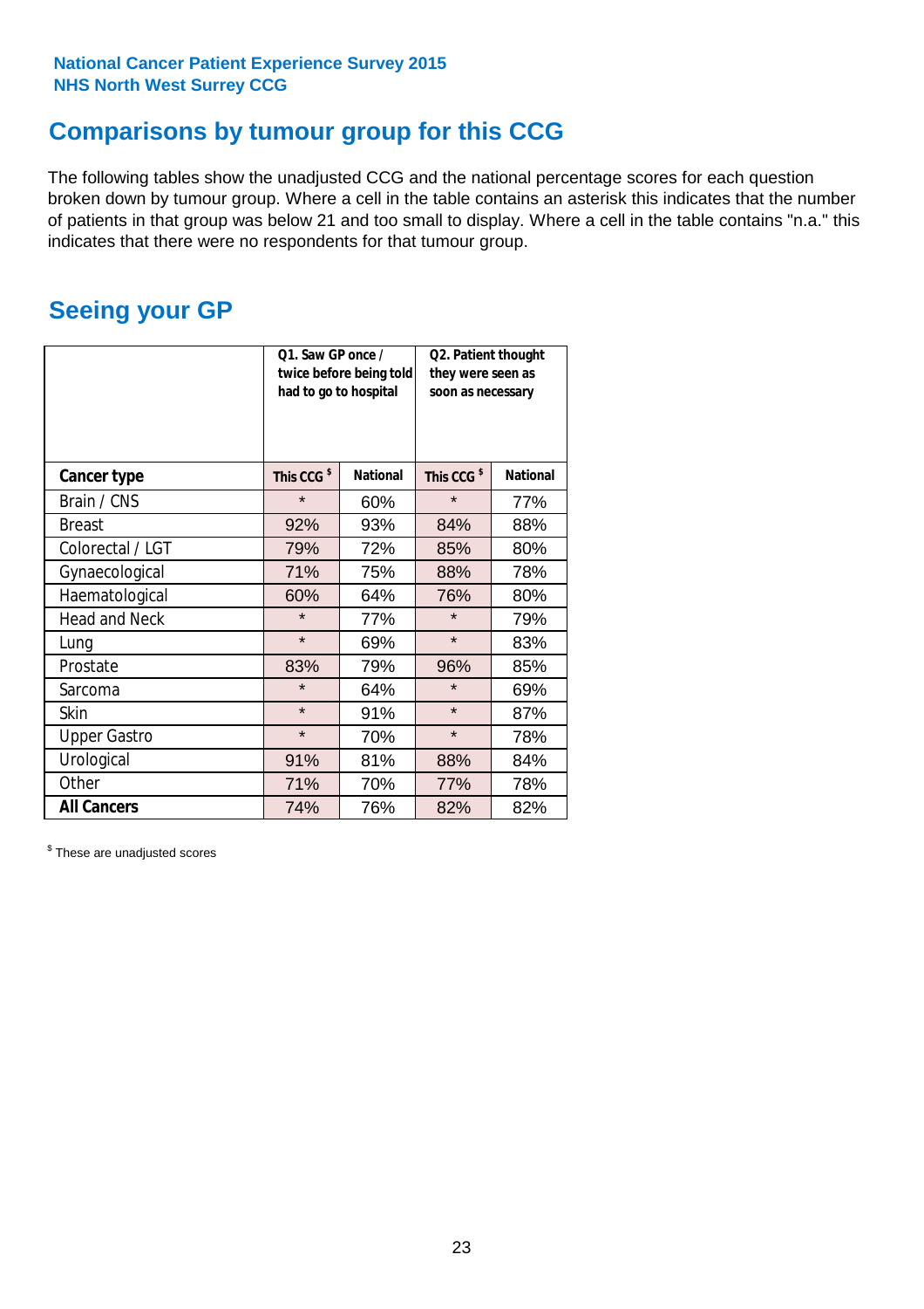National Cancer Patient Experience Survey 2015
NHS North West Surrey CCG

## Comparisons by tumour group for this CCG

The following tables show the unadjusted CCG and the national percentage scores for each question broken down by tumour group. Where a cell in the table contains an asterisk this indicates that the number of patients in that group was below 21 and too small to display. Where a cell in the table contains "n.a." this indicates that there were no respondents for that tumour group.

## Seeing your GP

| | Q1. Saw GP once / twice before being told had to go to hospital | | Q2. Patient thought they were seen as soon as necessary | |
|---|---|---|---|---|
| **Cancer type** | **This CCG $** | **National** | **This CCG $** | **National** |
| Brain / CNS | * | 60% | * | 77% |
| Breast | 92% | 93% | 84% | 88% |
| Colorectal / LGT | 79% | 72% | 85% | 80% |
| Gynaecological | 71% | 75% | 88% | 78% |
| Haematological | 60% | 64% | 76% | 80% |
| Head and Neck | * | 77% | * | 79% |
| Lung | * | 69% | * | 83% |
| Prostate | 83% | 79% | 96% | 85% |
| Sarcoma | * | 64% | * | 69% |
| Skin | * | 91% | * | 87% |
| Upper Gastro | * | 70% | * | 78% |
| Urological | 91% | 81% | 88% | 84% |
| Other | 71% | 70% | 77% | 78% |
| **All Cancers** | 74% | 76% | 82% | 82% |

$ These are unadjusted scores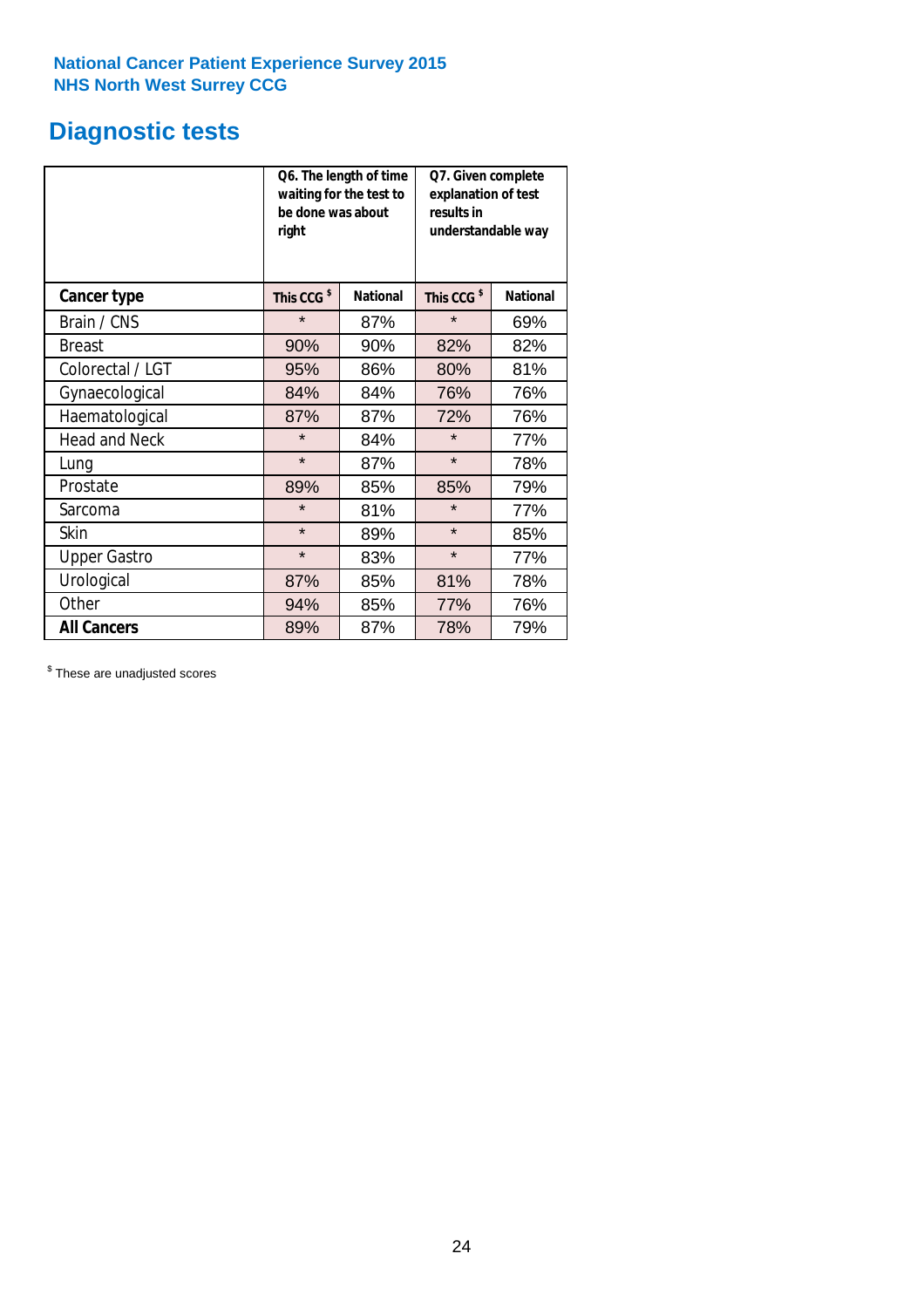National Cancer Patient Experience Survey 2015
NHS North West Surrey CCG

# Diagnostic tests

| | Q6. The length of time waiting for the test to be done was about right | | Q7. Given complete explanation of test results in understandable way | |
|---|---|---|---|---|
| **Cancer type** | **This CCG [$]** | **National** | **This CCG [$]** | **National** |
| Brain / CNS | * | 87% | * | 69% |
| Breast | 90% | 90% | 82% | 82% |
| Colorectal / LGT | 95% | 86% | 80% | 81% |
| Gynaecological | 84% | 84% | 76% | 76% |
| Haematological | 87% | 87% | 72% | 76% |
| Head and Neck | * | 84% | * | 77% |
| Lung | * | 87% | * | 78% |
| Prostate | 89% | 85% | 85% | 79% |
| Sarcoma | * | 81% | * | 77% |
| Skin | * | 89% | * | 85% |
| Upper Gastro | * | 83% | * | 77% |
| Urological | 87% | 85% | 81% | 78% |
| Other | 94% | 85% | 77% | 76% |
| **All Cancers** | 89% | 87% | 78% | 79% |

[$] These are unadjusted scores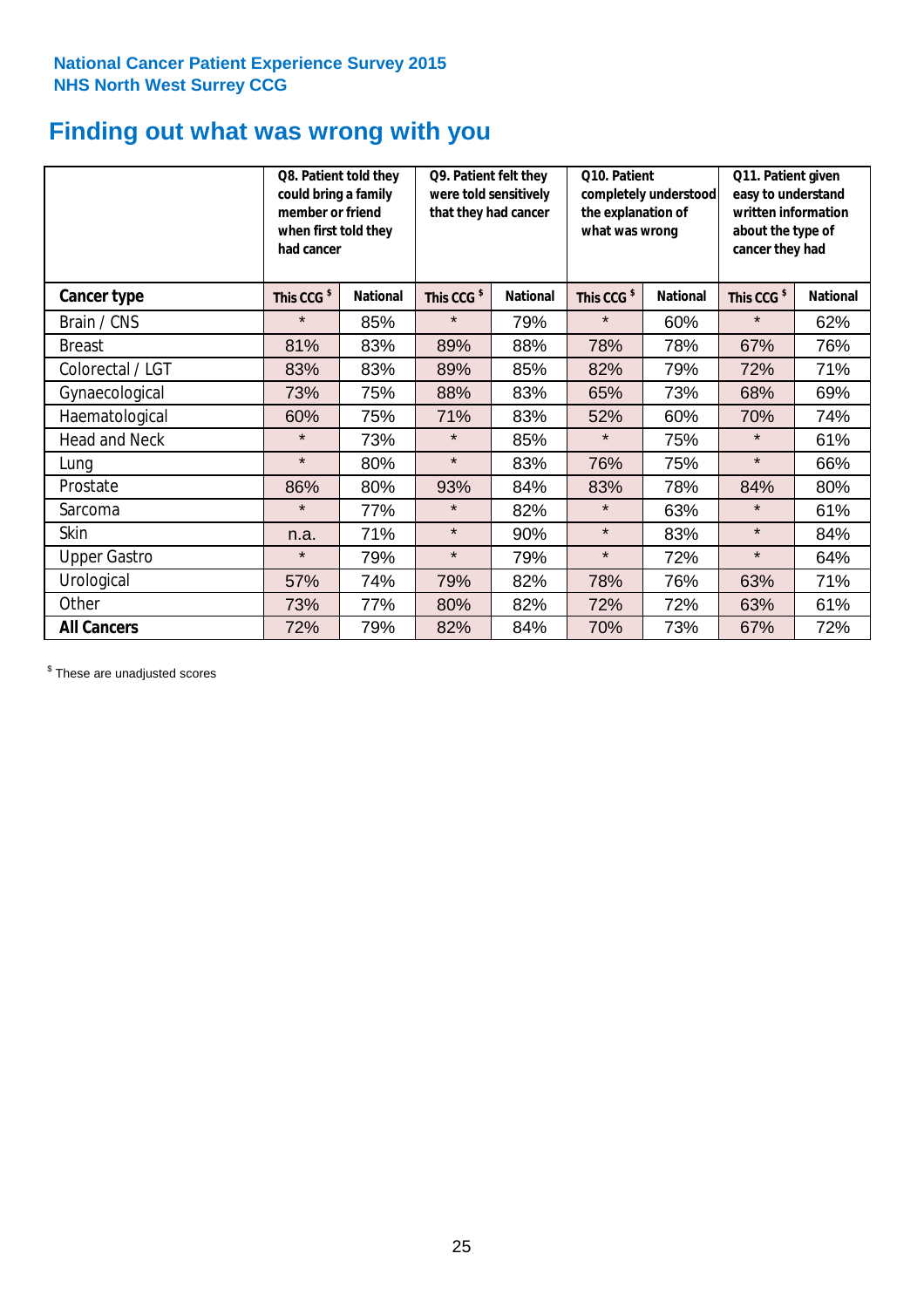National Cancer Patient Experience Survey 2015
NHS North West Surrey CCG

# Finding out what was wrong with you

| | Q8. Patient told they could bring a family member or friend when first told they had cancer | | Q9. Patient felt they were told sensitively that they had cancer | | Q10. Patient completely understood the explanation of what was wrong | | Q11. Patient given easy to understand written information about the type of cancer they had | |
|---|---|---|---|---|---|---|---|---|
| **Cancer type** | **This CCG $** | **National** | **This CCG $** | **National** | **This CCG $** | **National** | **This CCG $** | **National** |
| Brain / CNS | * | 85% | * | 79% | * | 60% | * | 62% |
| Breast | 81% | 83% | 89% | 88% | 78% | 78% | 67% | 76% |
| Colorectal / LGT | 83% | 83% | 89% | 85% | 82% | 79% | 72% | 71% |
| Gynaecological | 73% | 75% | 88% | 83% | 65% | 73% | 68% | 69% |
| Haematological | 60% | 75% | 71% | 83% | 52% | 60% | 70% | 74% |
| Head and Neck | * | 73% | * | 85% | * | 75% | * | 61% |
| Lung | * | 80% | * | 83% | 76% | 75% | * | 66% |
| Prostate | 86% | 80% | 93% | 84% | 83% | 78% | 84% | 80% |
| Sarcoma | * | 77% | * | 82% | * | 63% | * | 61% |
| Skin | n.a. | 71% | * | 90% | * | 83% | * | 84% |
| Upper Gastro | * | 79% | * | 79% | * | 72% | * | 64% |
| Urological | 57% | 74% | 79% | 82% | 78% | 76% | 63% | 71% |
| Other | 73% | 77% | 80% | 82% | 72% | 72% | 63% | 61% |
| **All Cancers** | 72% | 79% | 82% | 84% | 70% | 73% | 67% | 72% |

$ These are unadjusted scores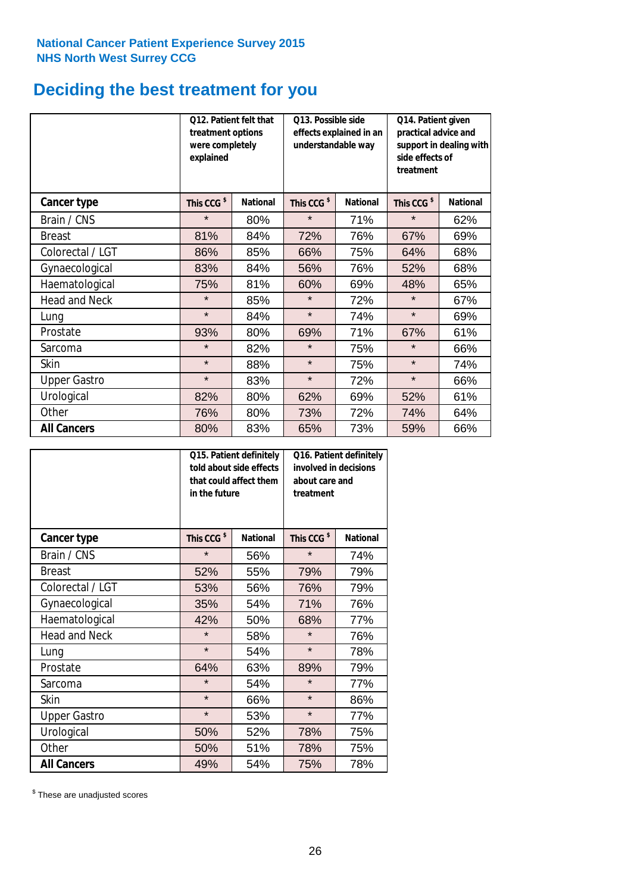National Cancer Patient Experience Survey 2015
NHS North West Surrey CCG

# Deciding the best treatment for you

| | Q12. Patient felt that treatment options were completely explained | | Q13. Possible side effects explained in an understandable way | | Q14. Patient given practical advice and support in dealing with side effects of treatment | |
|---|---|---|---|---|---|---|
| **Cancer type** | This CCG $ | National | This CCG $ | National | This CCG $ | National |
| Brain / CNS | * | 80% | * | 71% | * | 62% |
| Breast | 81% | 84% | 72% | 76% | 67% | 69% |
| Colorectal / LGT | 86% | 85% | 66% | 75% | 64% | 68% |
| Gynaecological | 83% | 84% | 56% | 76% | 52% | 68% |
| Haematological | 75% | 81% | 60% | 69% | 48% | 65% |
| Head and Neck | * | 85% | * | 72% | * | 67% |
| Lung | * | 84% | * | 74% | * | 69% |
| Prostate | 93% | 80% | 69% | 71% | 67% | 61% |
| Sarcoma | * | 82% | * | 75% | * | 66% |
| Skin | * | 88% | * | 75% | * | 74% |
| Upper Gastro | * | 83% | * | 72% | * | 66% |
| Urological | 82% | 80% | 62% | 69% | 52% | 61% |
| Other | 76% | 80% | 73% | 72% | 74% | 64% |
| **All Cancers** | 80% | 83% | 65% | 73% | 59% | 66% |

| | Q15. Patient definitely told about side effects that could affect them in the future | | Q16. Patient definitely involved in decisions about care and treatment | |
|---|---|---|---|---|
| **Cancer type** | This CCG $ | National | This CCG $ | National |
| Brain / CNS | * | 56% | * | 74% |
| Breast | 52% | 55% | 79% | 79% |
| Colorectal / LGT | 53% | 56% | 76% | 79% |
| Gynaecological | 35% | 54% | 71% | 76% |
| Haematological | 42% | 50% | 68% | 77% |
| Head and Neck | * | 58% | * | 76% |
| Lung | * | 54% | * | 78% |
| Prostate | 64% | 63% | 89% | 79% |
| Sarcoma | * | 54% | * | 77% |
| Skin | * | 66% | * | 86% |
| Upper Gastro | * | 53% | * | 77% |
| Urological | 50% | 52% | 78% | 75% |
| Other | 50% | 51% | 78% | 75% |
| **All Cancers** | 49% | 54% | 75% | 78% |

$ These are unadjusted scores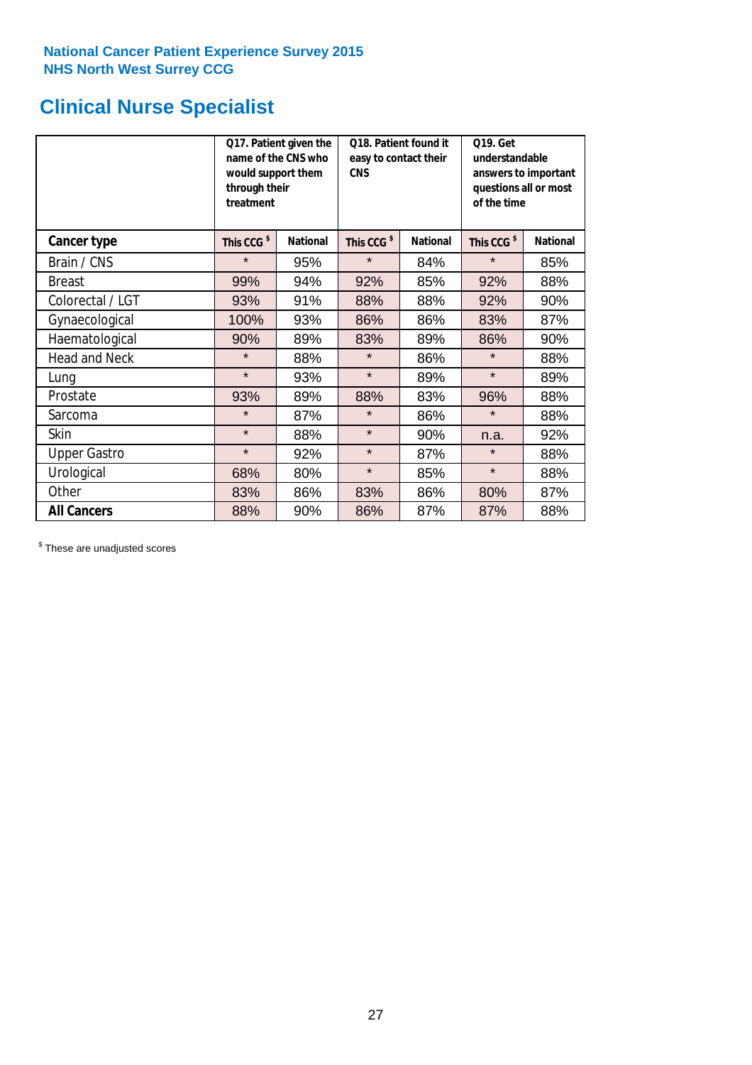National Cancer Patient Experience Survey 2015
NHS North West Surrey CCG

# Clinical Nurse Specialist

| | Q17. Patient given the name of the CNS who would support them through their treatment | | Q18. Patient found it easy to contact their CNS | | Q19. Get understandable answers to important questions all or most of the time | |
|---|---|---|---|---|---|---|
| **Cancer type** | **This CCG $** | **National** | **This CCG $** | **National** | **This CCG $** | **National** |
| Brain / CNS | * | 95% | * | 84% | * | 85% |
| Breast | 99% | 94% | 92% | 85% | 92% | 88% |
| Colorectal / LGT | 93% | 91% | 88% | 88% | 92% | 90% |
| Gynaecological | 100% | 93% | 86% | 86% | 83% | 87% |
| Haematological | 90% | 89% | 83% | 89% | 86% | 90% |
| Head and Neck | * | 88% | * | 86% | * | 88% |
| Lung | * | 93% | * | 89% | * | 89% |
| Prostate | 93% | 89% | 88% | 83% | 96% | 88% |
| Sarcoma | * | 87% | * | 86% | * | 88% |
| Skin | * | 88% | * | 90% | n.a. | 92% |
| Upper Gastro | * | 92% | * | 87% | * | 88% |
| Urological | 68% | 80% | * | 85% | * | 88% |
| Other | 83% | 86% | 83% | 86% | 80% | 87% |
| **All Cancers** | 88% | 90% | 86% | 87% | 87% | 88% |

$ These are unadjusted scores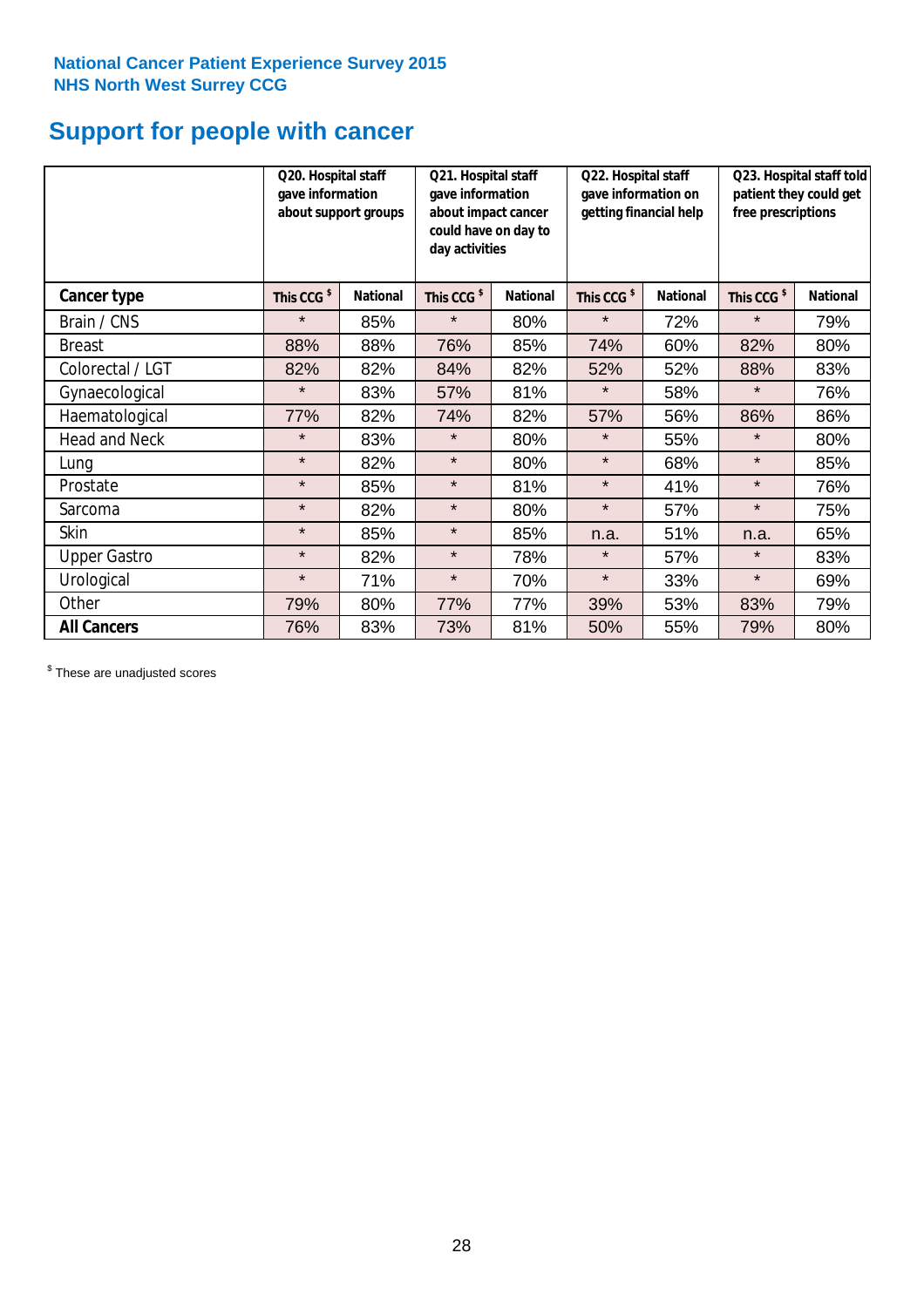National Cancer Patient Experience Survey 2015
NHS North West Surrey CCG

# Support for people with cancer

| | Q20. Hospital staff gave information about support groups | | Q21. Hospital staff gave information about impact cancer could have on day to day activities | | Q22. Hospital staff gave information on getting financial help | | Q23. Hospital staff told patient they could get free prescriptions | |
|---|---|---|---|---|---|---|---|---|
| **Cancer type** | This CCG [$] | National | This CCG [$] | National | This CCG [$] | National | This CCG [$] | National |
| Brain / CNS | * | 85% | * | 80% | * | 72% | * | 79% |
| Breast | 88% | 88% | 76% | 85% | 74% | 60% | 82% | 80% |
| Colorectal / LGT | 82% | 82% | 84% | 82% | 52% | 52% | 88% | 83% |
| Gynaecological | * | 83% | 57% | 81% | * | 58% | * | 76% |
| Haematological | 77% | 82% | 74% | 82% | 57% | 56% | 86% | 86% |
| Head and Neck | * | 83% | * | 80% | * | 55% | * | 80% |
| Lung | * | 82% | * | 80% | * | 68% | * | 85% |
| Prostate | * | 85% | * | 81% | * | 41% | * | 76% |
| Sarcoma | * | 82% | * | 80% | * | 57% | * | 75% |
| Skin | * | 85% | * | 85% | n.a. | 51% | n.a. | 65% |
| Upper Gastro | * | 82% | * | 78% | * | 57% | * | 83% |
| Urological | * | 71% | * | 70% | * | 33% | * | 69% |
| Other | 79% | 80% | 77% | 77% | 39% | 53% | 83% | 79% |
| **All Cancers** | 76% | 83% | 73% | 81% | 50% | 55% | 79% | 80% |

[$] These are unadjusted scores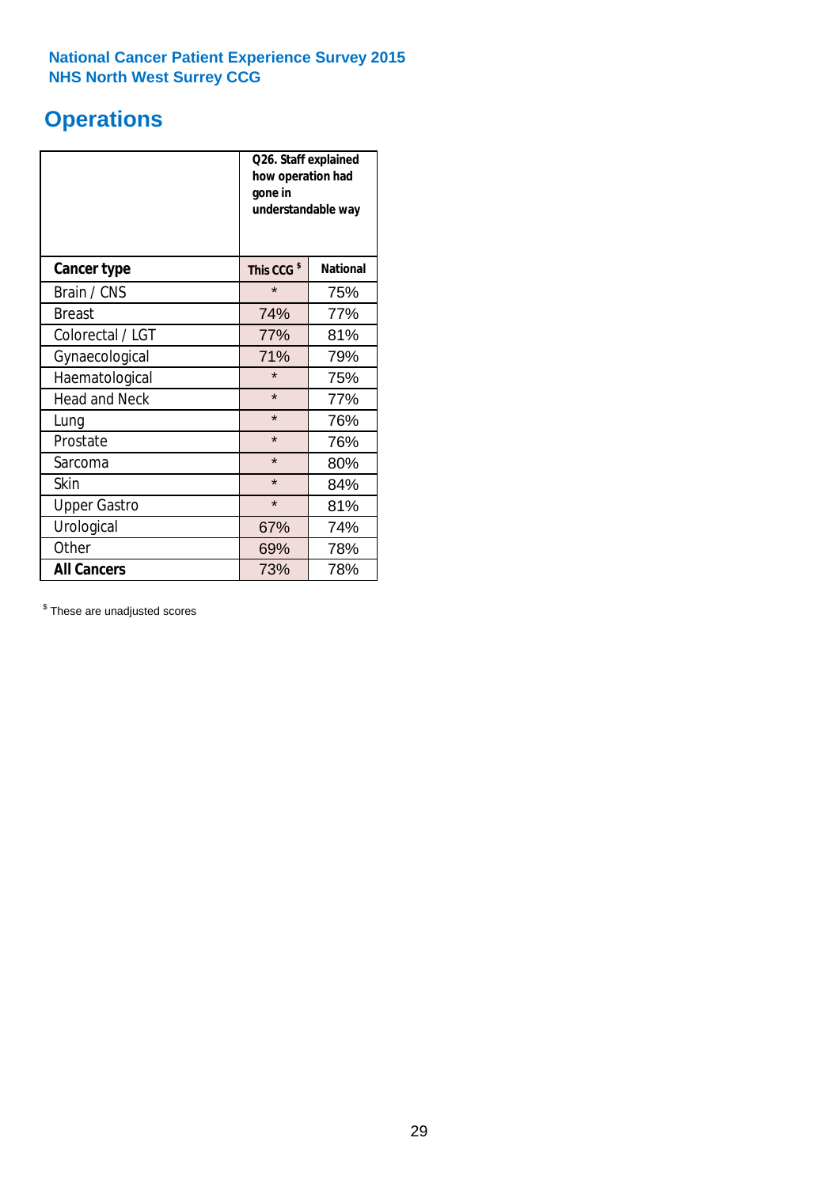National Cancer Patient Experience Survey 2015
NHS North West Surrey CCG

# Operations

| | Q26. Staff explained how operation had gone in understandable way | |
|---|---|---|
| **Cancer type** | **This CCG $** | **National** |
| Brain / CNS | * | 75% |
| Breast | 74% | 77% |
| Colorectal / LGT | 77% | 81% |
| Gynaecological | 71% | 79% |
| Haematological | * | 75% |
| Head and Neck | * | 77% |
| Lung | * | 76% |
| Prostate | * | 76% |
| Sarcoma | * | 80% |
| Skin | * | 84% |
| Upper Gastro | * | 81% |
| Urological | 67% | 74% |
| Other | 69% | 78% |
| **All Cancers** | 73% | 78% |

$ These are unadjusted scores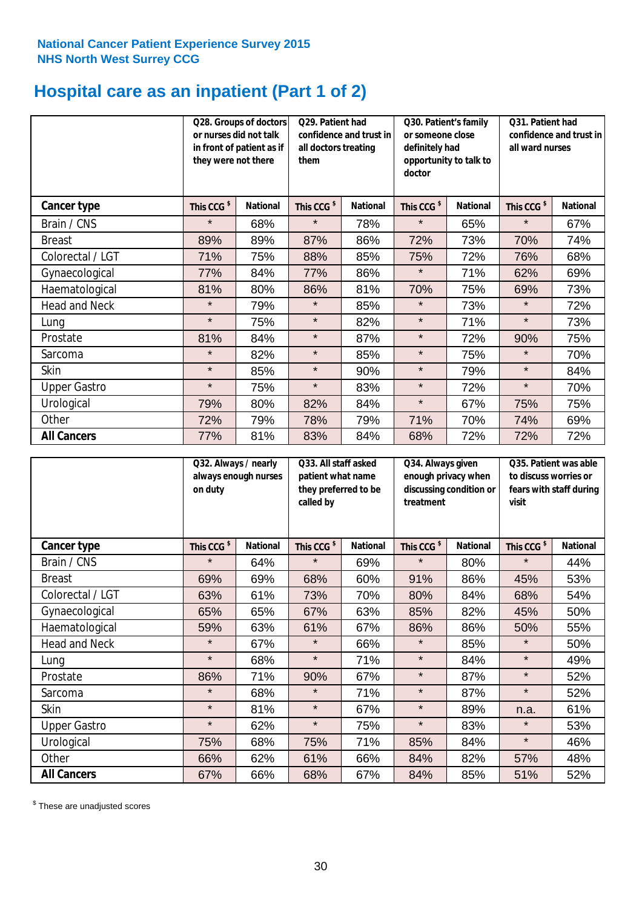**National Cancer Patient Experience Survey 2015**
**NHS North West Surrey CCG**

# Hospital care as an inpatient (Part 1 of 2)

| | Q28. Groups of doctors or nurses did not talk in front of patient as if they were not there | | Q29. Patient had confidence and trust in all doctors treating them | | Q30. Patient's family or someone close definitely had opportunity to talk to doctor | | Q31. Patient had confidence and trust in all ward nurses | |
|---|---|---|---|---|---|---|---|---|
| **Cancer type** | **This CCG $** | **National** | **This CCG $** | **National** | **This CCG $** | **National** | **This CCG $** | **National** |
| Brain / CNS | * | 68% | * | 78% | * | 65% | * | 67% |
| Breast | 89% | 89% | 87% | 86% | 72% | 73% | 70% | 74% |
| Colorectal / LGT | 71% | 75% | 88% | 85% | 75% | 72% | 76% | 68% |
| Gynaecological | 77% | 84% | 77% | 86% | * | 71% | 62% | 69% |
| Haematological | 81% | 80% | 86% | 81% | 70% | 75% | 69% | 73% |
| Head and Neck | * | 79% | * | 85% | * | 73% | * | 72% |
| Lung | * | 75% | * | 82% | * | 71% | * | 73% |
| Prostate | 81% | 84% | * | 87% | * | 72% | 90% | 75% |
| Sarcoma | * | 82% | * | 85% | * | 75% | * | 70% |
| Skin | * | 85% | * | 90% | * | 79% | * | 84% |
| Upper Gastro | * | 75% | * | 83% | * | 72% | * | 70% |
| Urological | 79% | 80% | 82% | 84% | * | 67% | 75% | 75% |
| Other | 72% | 79% | 78% | 79% | 71% | 70% | 74% | 69% |
| **All Cancers** | 77% | 81% | 83% | 84% | 68% | 72% | 72% | 72% |

| | Q32. Always / nearly always enough nurses on duty | | Q33. All staff asked patient what name they preferred to be called by | | Q34. Always given enough privacy when discussing condition or treatment | | Q35. Patient was able to discuss worries or fears with staff during visit | |
|---|---|---|---|---|---|---|---|---|
| **Cancer type** | **This CCG $** | **National** | **This CCG $** | **National** | **This CCG $** | **National** | **This CCG $** | **National** |
| Brain / CNS | * | 64% | * | 69% | * | 80% | * | 44% |
| Breast | 69% | 69% | 68% | 60% | 91% | 86% | 45% | 53% |
| Colorectal / LGT | 63% | 61% | 73% | 70% | 80% | 84% | 68% | 54% |
| Gynaecological | 65% | 65% | 67% | 63% | 85% | 82% | 45% | 50% |
| Haematological | 59% | 63% | 61% | 67% | 86% | 86% | 50% | 55% |
| Head and Neck | * | 67% | * | 66% | * | 85% | * | 50% |
| Lung | * | 68% | * | 71% | * | 84% | * | 49% |
| Prostate | 86% | 71% | 90% | 67% | * | 87% | * | 52% |
| Sarcoma | * | 68% | * | 71% | * | 87% | * | 52% |
| Skin | * | 81% | * | 67% | * | 89% | n.a. | 61% |
| Upper Gastro | * | 62% | * | 75% | * | 83% | * | 53% |
| Urological | 75% | 68% | 75% | 71% | 85% | 84% | * | 46% |
| Other | 66% | 62% | 61% | 66% | 84% | 82% | 57% | 48% |
| **All Cancers** | 67% | 66% | 68% | 67% | 84% | 85% | 51% | 52% |

$ These are unadjusted scores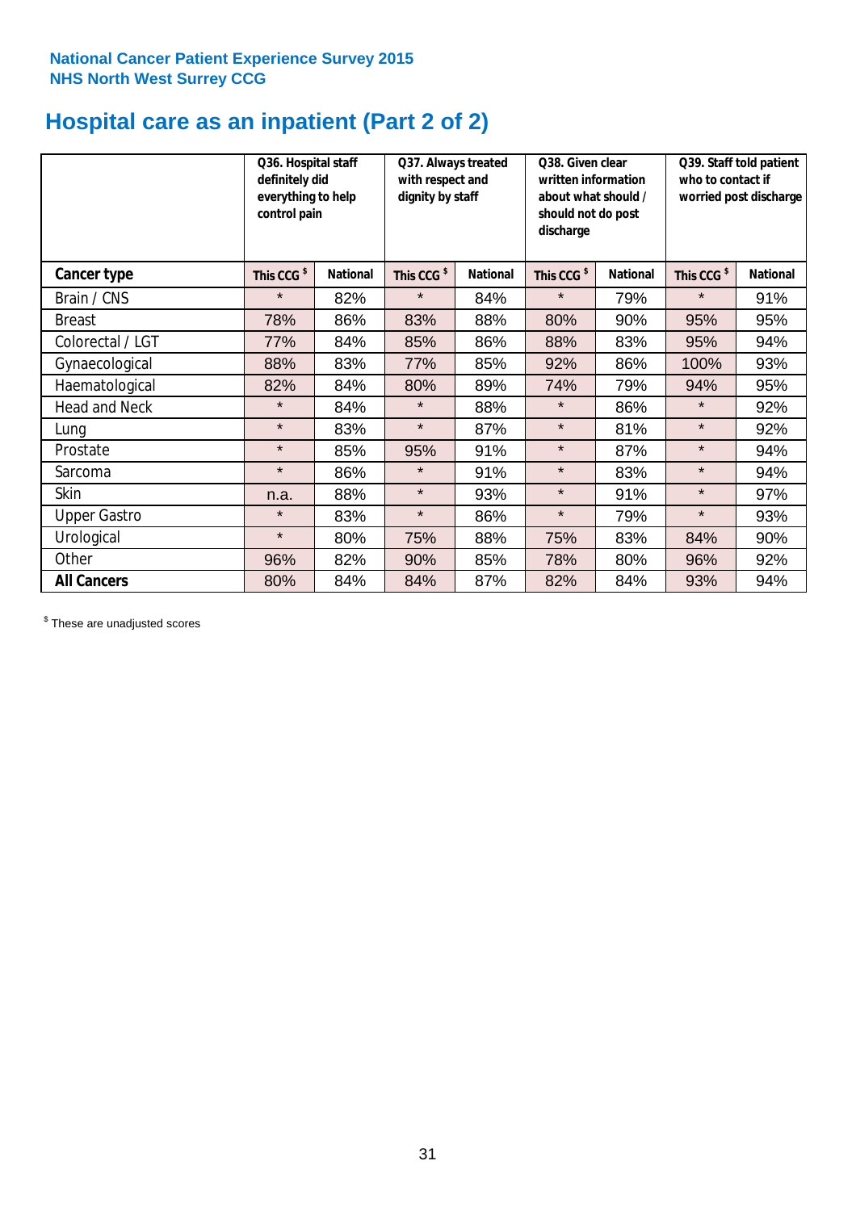National Cancer Patient Experience Survey 2015
NHS North West Surrey CCG

# Hospital care as an inpatient (Part 2 of 2)

| | Q36. Hospital staff definitely did everything to help control pain | | Q37. Always treated with respect and dignity by staff | | Q38. Given clear written information about what should / should not do post discharge | | Q39. Staff told patient who to contact if worried post discharge | |
|---|---|---|---|---|---|---|---|---|
| **Cancer type** | This CCG $ | National | This CCG $ | National | This CCG $ | National | This CCG $ | National |
| Brain / CNS | * | 82% | * | 84% | * | 79% | * | 91% |
| Breast | 78% | 86% | 83% | 88% | 80% | 90% | 95% | 95% |
| Colorectal / LGT | 77% | 84% | 85% | 86% | 88% | 83% | 95% | 94% |
| Gynaecological | 88% | 83% | 77% | 85% | 92% | 86% | 100% | 93% |
| Haematological | 82% | 84% | 80% | 89% | 74% | 79% | 94% | 95% |
| Head and Neck | * | 84% | * | 88% | * | 86% | * | 92% |
| Lung | * | 83% | * | 87% | * | 81% | * | 92% |
| Prostate | * | 85% | 95% | 91% | * | 87% | * | 94% |
| Sarcoma | * | 86% | * | 91% | * | 83% | * | 94% |
| Skin | n.a. | 88% | * | 93% | * | 91% | * | 97% |
| Upper Gastro | * | 83% | * | 86% | * | 79% | * | 93% |
| Urological | * | 80% | 75% | 88% | 75% | 83% | 84% | 90% |
| Other | 96% | 82% | 90% | 85% | 78% | 80% | 96% | 92% |
| **All Cancers** | 80% | 84% | 84% | 87% | 82% | 84% | 93% | 94% |

$ These are unadjusted scores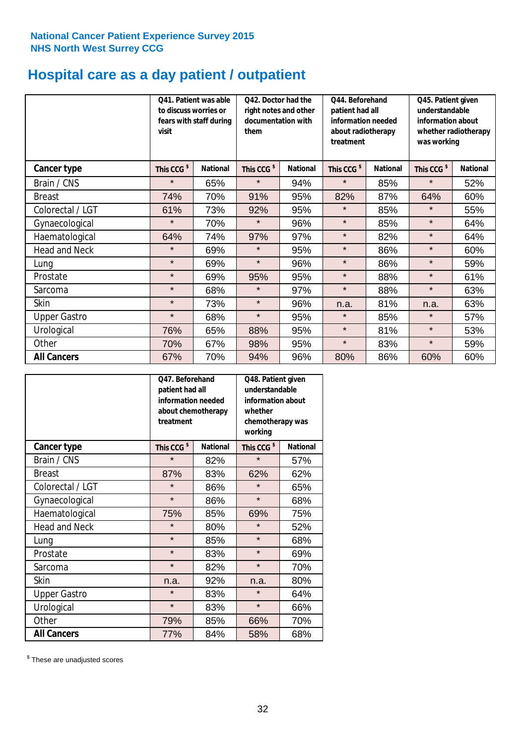National Cancer Patient Experience Survey 2015
NHS North West Surrey CCG

# Hospital care as a day patient / outpatient

| | Q41. Patient was able to discuss worries or fears with staff during visit | | Q42. Doctor had the right notes and other documentation with them | | Q44. Beforehand patient had all information needed about radiotherapy treatment | | Q45. Patient given understandable information about whether radiotherapy was working | |
|---|---|---|---|---|---|---|---|---|
| **Cancer type** | This CCG $ | National | This CCG $ | National | This CCG $ | National | This CCG $ | National |
| Brain / CNS | * | 65% | * | 94% | * | 85% | * | 52% |
| Breast | 74% | 70% | 91% | 95% | 82% | 87% | 64% | 60% |
| Colorectal / LGT | 61% | 73% | 92% | 95% | * | 85% | * | 55% |
| Gynaecological | * | 70% | * | 96% | * | 85% | * | 64% |
| Haematological | 64% | 74% | 97% | 97% | * | 82% | * | 64% |
| Head and Neck | * | 69% | * | 95% | * | 86% | * | 60% |
| Lung | * | 69% | * | 96% | * | 86% | * | 59% |
| Prostate | * | 69% | 95% | 95% | * | 88% | * | 61% |
| Sarcoma | * | 68% | * | 97% | * | 88% | * | 63% |
| Skin | * | 73% | * | 96% | n.a. | 81% | n.a. | 63% |
| Upper Gastro | * | 68% | * | 95% | * | 85% | * | 57% |
| Urological | 76% | 65% | 88% | 95% | * | 81% | * | 53% |
| Other | 70% | 67% | 98% | 95% | * | 83% | * | 59% |
| **All Cancers** | 67% | 70% | 94% | 96% | 80% | 86% | 60% | 60% |

| | Q47. Beforehand patient had all information needed about chemotherapy treatment | | Q48. Patient given understandable information about whether chemotherapy was working | |
|---|---|---|---|---|
| **Cancer type** | This CCG $ | National | This CCG $ | National |
| Brain / CNS | * | 82% | * | 57% |
| Breast | 87% | 83% | 62% | 62% |
| Colorectal / LGT | * | 86% | * | 65% |
| Gynaecological | * | 86% | * | 68% |
| Haematological | 75% | 85% | 69% | 75% |
| Head and Neck | * | 80% | * | 52% |
| Lung | * | 85% | * | 68% |
| Prostate | * | 83% | * | 69% |
| Sarcoma | * | 82% | * | 70% |
| Skin | n.a. | 92% | n.a. | 80% |
| Upper Gastro | * | 83% | * | 64% |
| Urological | * | 83% | * | 66% |
| Other | 79% | 85% | 66% | 70% |
| **All Cancers** | 77% | 84% | 58% | 68% |

$ These are unadjusted scores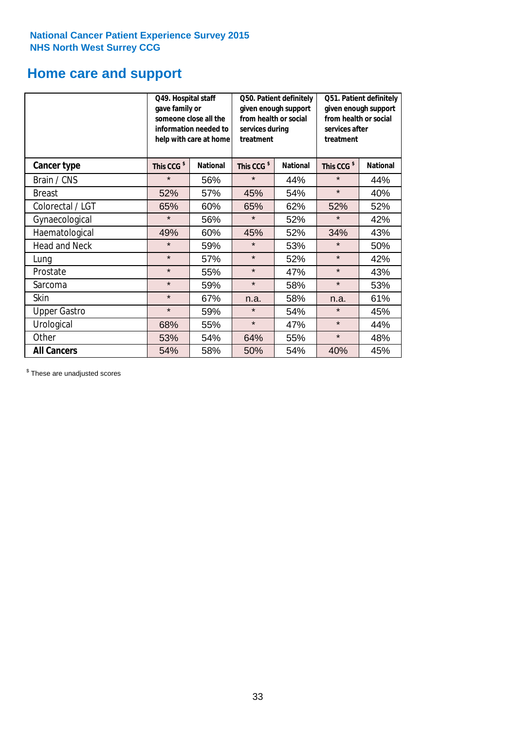**National Cancer Patient Experience Survey 2015**
**NHS North West Surrey CCG**

# Home care and support

| | Q49. Hospital staff gave family or someone close all the information needed to help with care at home | | Q50. Patient definitely given enough support from health or social services during treatment | | Q51. Patient definitely given enough support from health or social services after treatment | |
|---|---|---|---|---|---|---|
| **Cancer type** | **This CCG $** | **National** | **This CCG $** | **National** | **This CCG $** | **National** |
| Brain / CNS | * | 56% | * | 44% | * | 44% |
| Breast | 52% | 57% | 45% | 54% | * | 40% |
| Colorectal / LGT | 65% | 60% | 65% | 62% | 52% | 52% |
| Gynaecological | * | 56% | * | 52% | * | 42% |
| Haematological | 49% | 60% | 45% | 52% | 34% | 43% |
| Head and Neck | * | 59% | * | 53% | * | 50% |
| Lung | * | 57% | * | 52% | * | 42% |
| Prostate | * | 55% | * | 47% | * | 43% |
| Sarcoma | * | 59% | * | 58% | * | 53% |
| Skin | * | 67% | n.a. | 58% | n.a. | 61% |
| Upper Gastro | * | 59% | * | 54% | * | 45% |
| Urological | 68% | 55% | * | 47% | * | 44% |
| Other | 53% | 54% | 64% | 55% | * | 48% |
| **All Cancers** | 54% | 58% | 50% | 54% | 40% | 45% |

$ These are unadjusted scores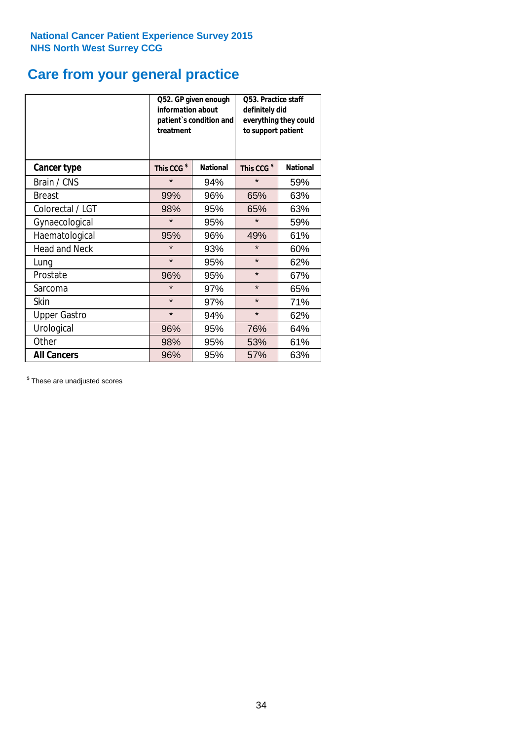National Cancer Patient Experience Survey 2015
NHS North West Surrey CCG

# Care from your general practice

| | Q52. GP given enough information about patient`s condition and treatment | | Q53. Practice staff definitely did everything they could to support patient | |
|---|---|---|---|---|
| **Cancer type** | **This CCG $** | **National** | **This CCG $** | **National** |
| Brain / CNS | * | 94% | * | 59% |
| Breast | 99% | 96% | 65% | 63% |
| Colorectal / LGT | 98% | 95% | 65% | 63% |
| Gynaecological | * | 95% | * | 59% |
| Haematological | 95% | 96% | 49% | 61% |
| Head and Neck | * | 93% | * | 60% |
| Lung | * | 95% | * | 62% |
| Prostate | 96% | 95% | * | 67% |
| Sarcoma | * | 97% | * | 65% |
| Skin | * | 97% | * | 71% |
| Upper Gastro | * | 94% | * | 62% |
| Urological | 96% | 95% | 76% | 64% |
| Other | 98% | 95% | 53% | 61% |
| **All Cancers** | 96% | 95% | 57% | 63% |

$ These are unadjusted scores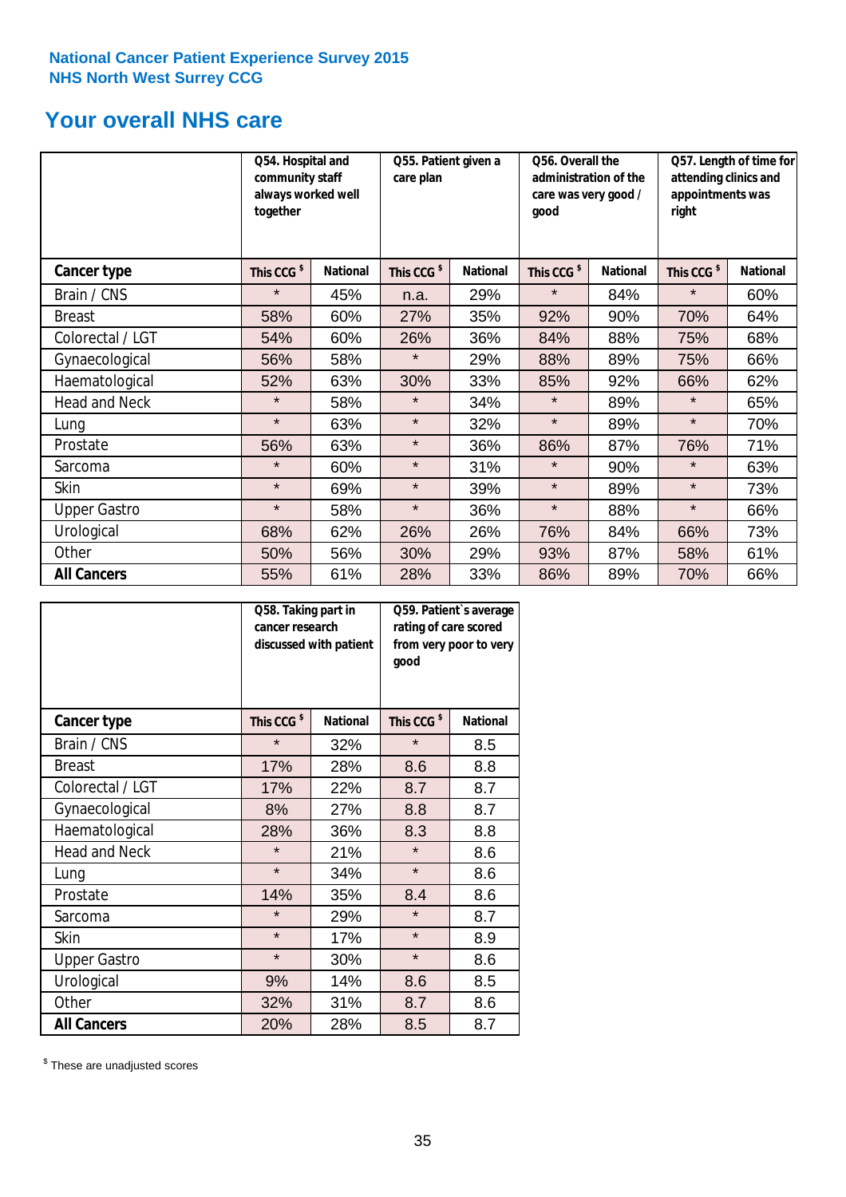National Cancer Patient Experience Survey 2015
NHS North West Surrey CCG

# Your overall NHS care

| | Q54. Hospital and community staff always worked well together | | Q55. Patient given a care plan | | Q56. Overall the administration of the care was very good / good | | Q57. Length of time for attending clinics and appointments was right | |
|---|---|---|---|---|---|---|---|---|
| **Cancer type** | This CCG $ | National | This CCG $ | National | This CCG $ | National | This CCG $ | National |
| Brain / CNS | * | 45% | n.a. | 29% | * | 84% | * | 60% |
| Breast | 58% | 60% | 27% | 35% | 92% | 90% | 70% | 64% |
| Colorectal / LGT | 54% | 60% | 26% | 36% | 84% | 88% | 75% | 68% |
| Gynaecological | 56% | 58% | * | 29% | 88% | 89% | 75% | 66% |
| Haematological | 52% | 63% | 30% | 33% | 85% | 92% | 66% | 62% |
| Head and Neck | * | 58% | * | 34% | * | 89% | * | 65% |
| Lung | * | 63% | * | 32% | * | 89% | * | 70% |
| Prostate | 56% | 63% | * | 36% | 86% | 87% | 76% | 71% |
| Sarcoma | * | 60% | * | 31% | * | 90% | * | 63% |
| Skin | * | 69% | * | 39% | * | 89% | * | 73% |
| Upper Gastro | * | 58% | * | 36% | * | 88% | * | 66% |
| Urological | 68% | 62% | 26% | 26% | 76% | 84% | 66% | 73% |
| Other | 50% | 56% | 30% | 29% | 93% | 87% | 58% | 61% |
| **All Cancers** | 55% | 61% | 28% | 33% | 86% | 89% | 70% | 66% |

| | Q58. Taking part in cancer research discussed with patient | | Q59. Patient`s average rating of care scored from very poor to very good | |
|---|---|---|---|---|
| **Cancer type** | This CCG $ | National | This CCG $ | National |
| Brain / CNS | * | 32% | * | 8.5 |
| Breast | 17% | 28% | 8.6 | 8.8 |
| Colorectal / LGT | 17% | 22% | 8.7 | 8.7 |
| Gynaecological | 8% | 27% | 8.8 | 8.7 |
| Haematological | 28% | 36% | 8.3 | 8.8 |
| Head and Neck | * | 21% | * | 8.6 |
| Lung | * | 34% | * | 8.6 |
| Prostate | 14% | 35% | 8.4 | 8.6 |
| Sarcoma | * | 29% | * | 8.7 |
| Skin | * | 17% | * | 8.9 |
| Upper Gastro | * | 30% | * | 8.6 |
| Urological | 9% | 14% | 8.6 | 8.5 |
| Other | 32% | 31% | 8.7 | 8.6 |
| **All Cancers** | 20% | 28% | 8.5 | 8.7 |

$ These are unadjusted scores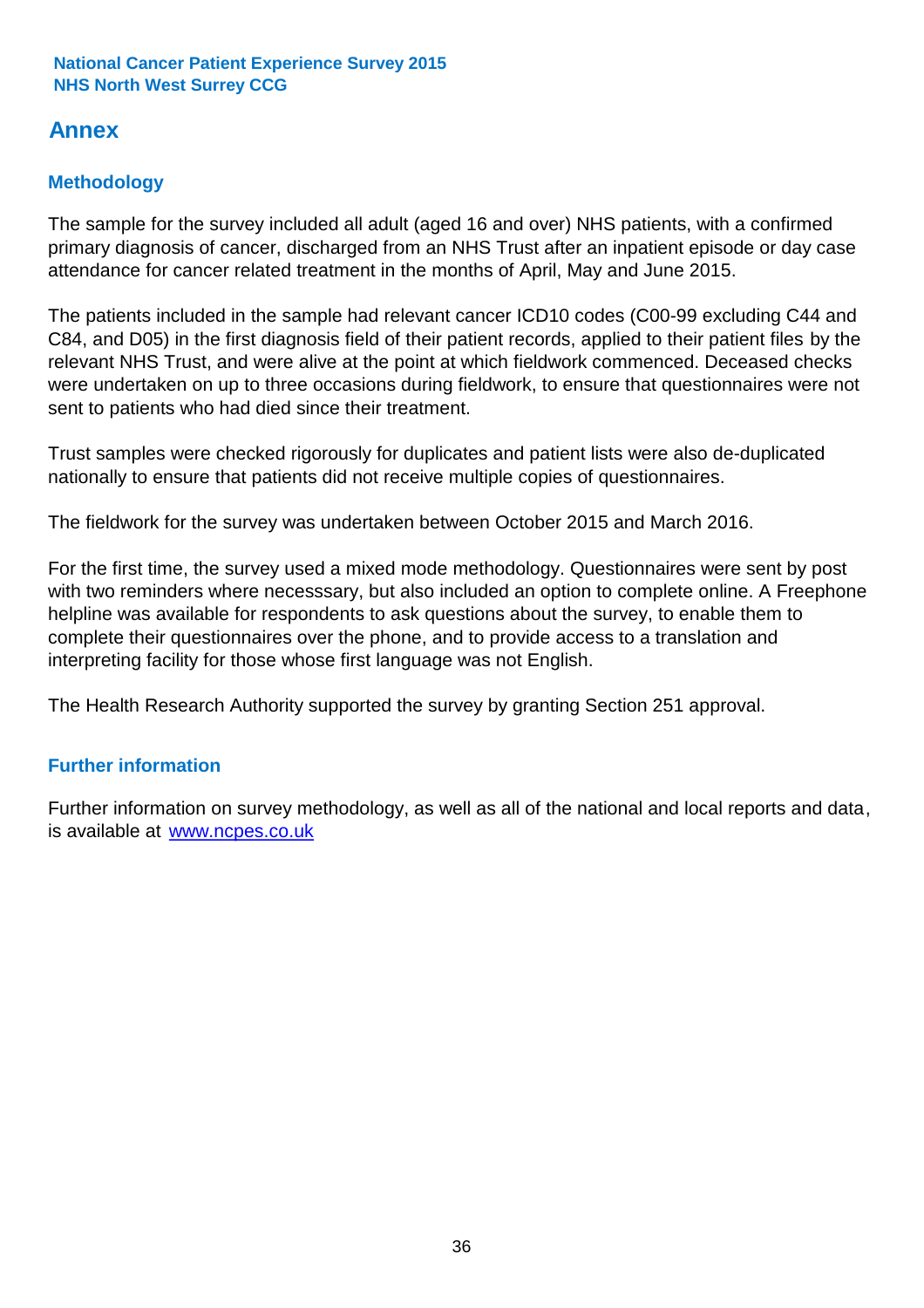## Annex

### Methodology

The sample for the survey included all adult (aged 16 and over) NHS patients, with a confirmed primary diagnosis of cancer, discharged from an NHS Trust after an inpatient episode or day case attendance for cancer related treatment in the months of April, May and June 2015.

The patients included in the sample had relevant cancer ICD10 codes (C00-99 excluding C44 and C84, and D05) in the first diagnosis field of their patient records, applied to their patient files by the relevant NHS Trust, and were alive at the point at which fieldwork commenced. Deceased checks were undertaken on up to three occasions during fieldwork, to ensure that questionnaires were not sent to patients who had died since their treatment.

Trust samples were checked rigorously for duplicates and patient lists were also de-duplicated nationally to ensure that patients did not receive multiple copies of questionnaires.

The fieldwork for the survey was undertaken between October 2015 and March 2016.

For the first time, the survey used a mixed mode methodology. Questionnaires were sent by post with two reminders where necesssary, but also included an option to complete online. A Freephone helpline was available for respondents to ask questions about the survey, to enable them to complete their questionnaires over the phone, and to provide access to a translation and interpreting facility for those whose first language was not English.

The Health Research Authority supported the survey by granting Section 251 approval.

### Further information

Further information on survey methodology, as well as all of the national and local reports and data, is available at [www.ncpes.co.uk](http://www.ncpes.co.uk)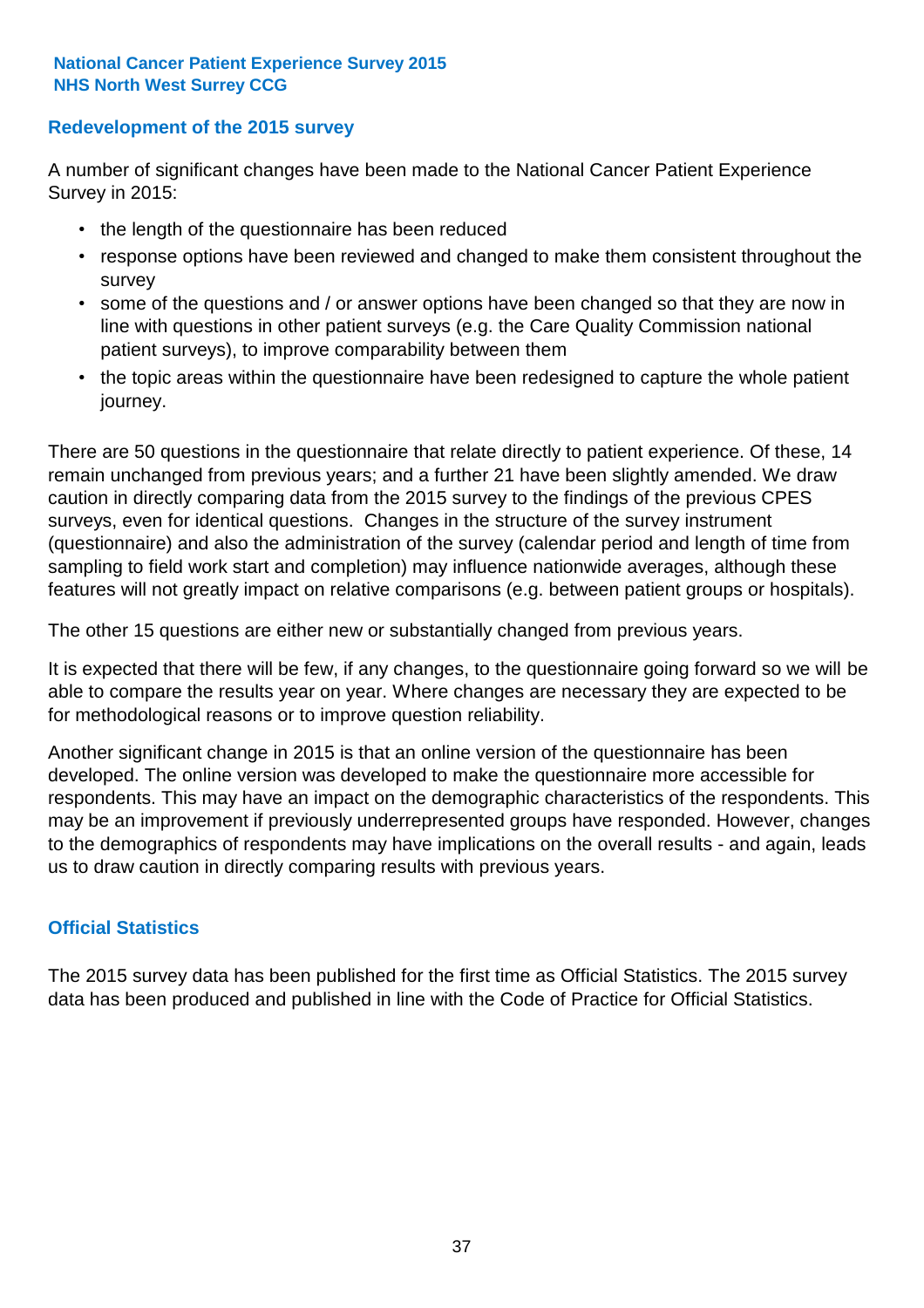## Redevelopment of the 2015 survey

A number of significant changes have been made to the National Cancer Patient Experience Survey in 2015:

- the length of the questionnaire has been reduced
- response options have been reviewed and changed to make them consistent throughout the survey
- some of the questions and / or answer options have been changed so that they are now in line with questions in other patient surveys (e.g. the Care Quality Commission national patient surveys), to improve comparability between them
- the topic areas within the questionnaire have been redesigned to capture the whole patient journey.

There are 50 questions in the questionnaire that relate directly to patient experience. Of these, 14 remain unchanged from previous years; and a further 21 have been slightly amended. We draw caution in directly comparing data from the 2015 survey to the findings of the previous CPES surveys, even for identical questions. Changes in the structure of the survey instrument (questionnaire) and also the administration of the survey (calendar period and length of time from sampling to field work start and completion) may influence nationwide averages, although these features will not greatly impact on relative comparisons (e.g. between patient groups or hospitals).

The other 15 questions are either new or substantially changed from previous years.

It is expected that there will be few, if any changes, to the questionnaire going forward so we will be able to compare the results year on year. Where changes are necessary they are expected to be for methodological reasons or to improve question reliability.

Another significant change in 2015 is that an online version of the questionnaire has been developed. The online version was developed to make the questionnaire more accessible for respondents. This may have an impact on the demographic characteristics of the respondents. This may be an improvement if previously underrepresented groups have responded. However, changes to the demographics of respondents may have implications on the overall results - and again, leads us to draw caution in directly comparing results with previous years.

## Official Statistics

The 2015 survey data has been published for the first time as Official Statistics. The 2015 survey data has been produced and published in line with the Code of Practice for Official Statistics.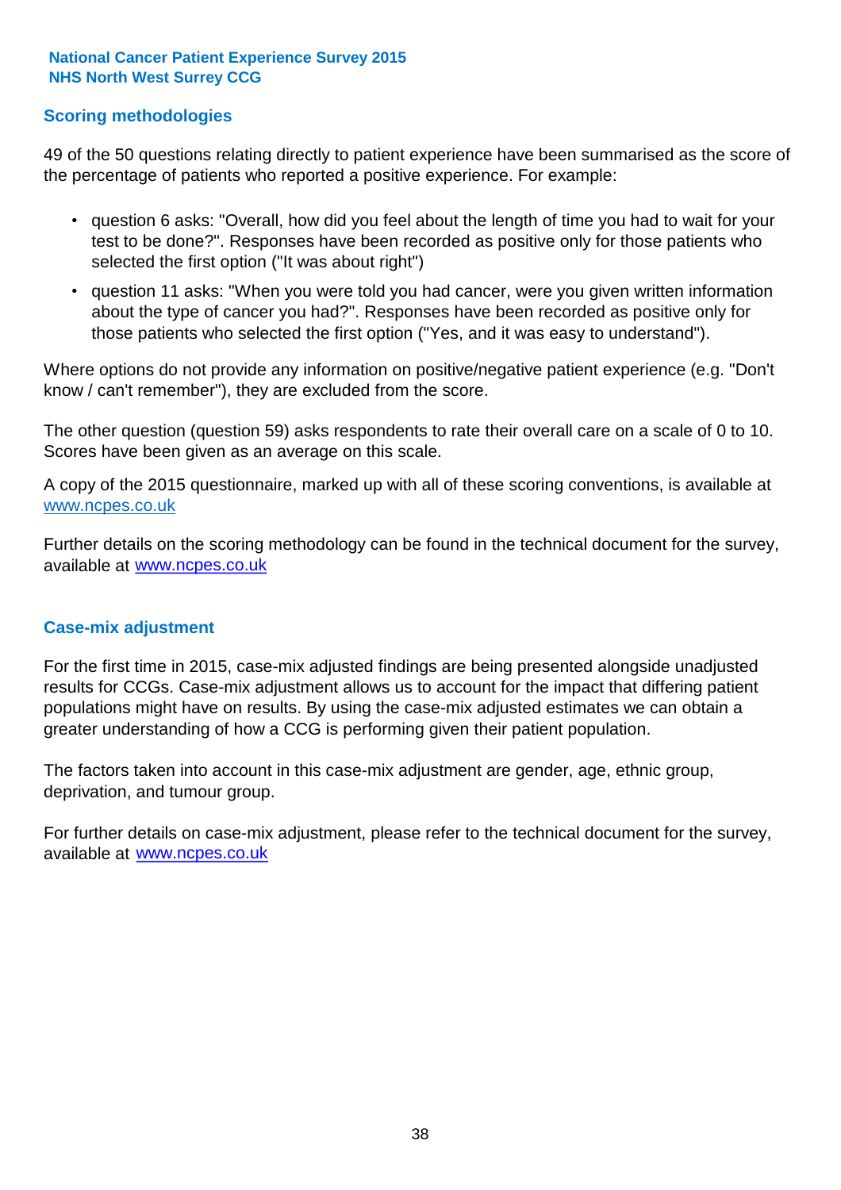## Scoring methodologies

49 of the 50 questions relating directly to patient experience have been summarised as the score of the percentage of patients who reported a positive experience. For example:

- question 6 asks: "Overall, how did you feel about the length of time you had to wait for your test to be done?". Responses have been recorded as positive only for those patients who selected the first option ("It was about right")
- question 11 asks: "When you were told you had cancer, were you given written information about the type of cancer you had?". Responses have been recorded as positive only for those patients who selected the first option ("Yes, and it was easy to understand").

Where options do not provide any information on positive/negative patient experience (e.g. "Don't know / can't remember"), they are excluded from the score.

The other question (question 59) asks respondents to rate their overall care on a scale of 0 to 10. Scores have been given as an average on this scale.

A copy of the 2015 questionnaire, marked up with all of these scoring conventions, is available at www.ncpes.co.uk

Further details on the scoring methodology can be found in the technical document for the survey, available at www.ncpes.co.uk

## Case-mix adjustment

For the first time in 2015, case-mix adjusted findings are being presented alongside unadjusted results for CCGs. Case-mix adjustment allows us to account for the impact that differing patient populations might have on results. By using the case-mix adjusted estimates we can obtain a greater understanding of how a CCG is performing given their patient population.

The factors taken into account in this case-mix adjustment are gender, age, ethnic group, deprivation, and tumour group.

For further details on case-mix adjustment, please refer to the technical document for the survey, available at www.ncpes.co.uk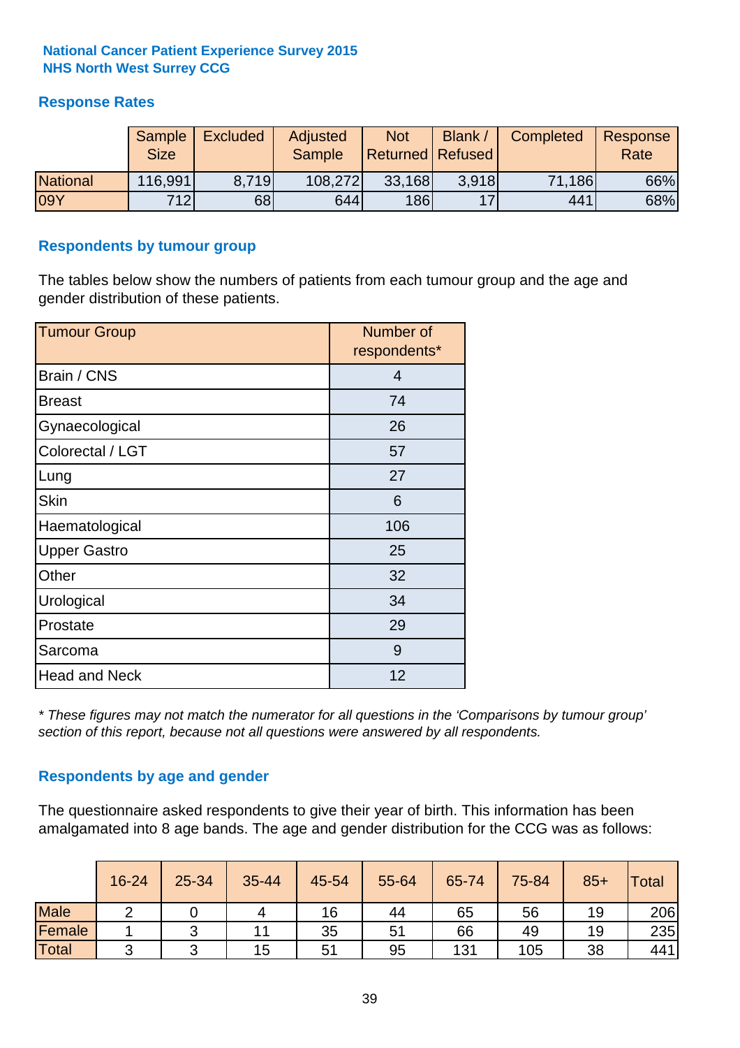**National Cancer Patient Experience Survey 2015**
**NHS North West Surrey CCG**

## Response Rates

| | Sample Size | Excluded | Adjusted Sample | Not Returned | Blank / Refused | Completed | Response Rate |
|---|---|---|---|---|---|---|---|
| National | 116,991 | 8,719 | 108,272 | 33,168 | 3,918 | 71,186 | 66% |
| 09Y | 712 | 68 | 644 | 186 | 17 | 441 | 68% |

## Respondents by tumour group

The tables below show the numbers of patients from each tumour group and the age and gender distribution of these patients.

| Tumour Group | Number of respondents* |
|---|---|
| Brain / CNS | 4 |
| Breast | 74 |
| Gynaecological | 26 |
| Colorectal / LGT | 57 |
| Lung | 27 |
| Skin | 6 |
| Haematological | 106 |
| Upper Gastro | 25 |
| Other | 32 |
| Urological | 34 |
| Prostate | 29 |
| Sarcoma | 9 |
| Head and Neck | 12 |

*\* These figures may not match the numerator for all questions in the 'Comparisons by tumour group' section of this report, because not all questions were answered by all respondents.*

## Respondents by age and gender

The questionnaire asked respondents to give their year of birth. This information has been amalgamated into 8 age bands. The age and gender distribution for the CCG was as follows:

| | 16-24 | 25-34 | 35-44 | 45-54 | 55-64 | 65-74 | 75-84 | 85+ | Total |
|---|---|---|---|---|---|---|---|---|---|
| Male | 2 | 0 | 4 | 16 | 44 | 65 | 56 | 19 | 206 |
| Female | 1 | 3 | 11 | 35 | 51 | 66 | 49 | 19 | 235 |
| Total | 3 | 3 | 15 | 51 | 95 | 131 | 105 | 38 | 441 |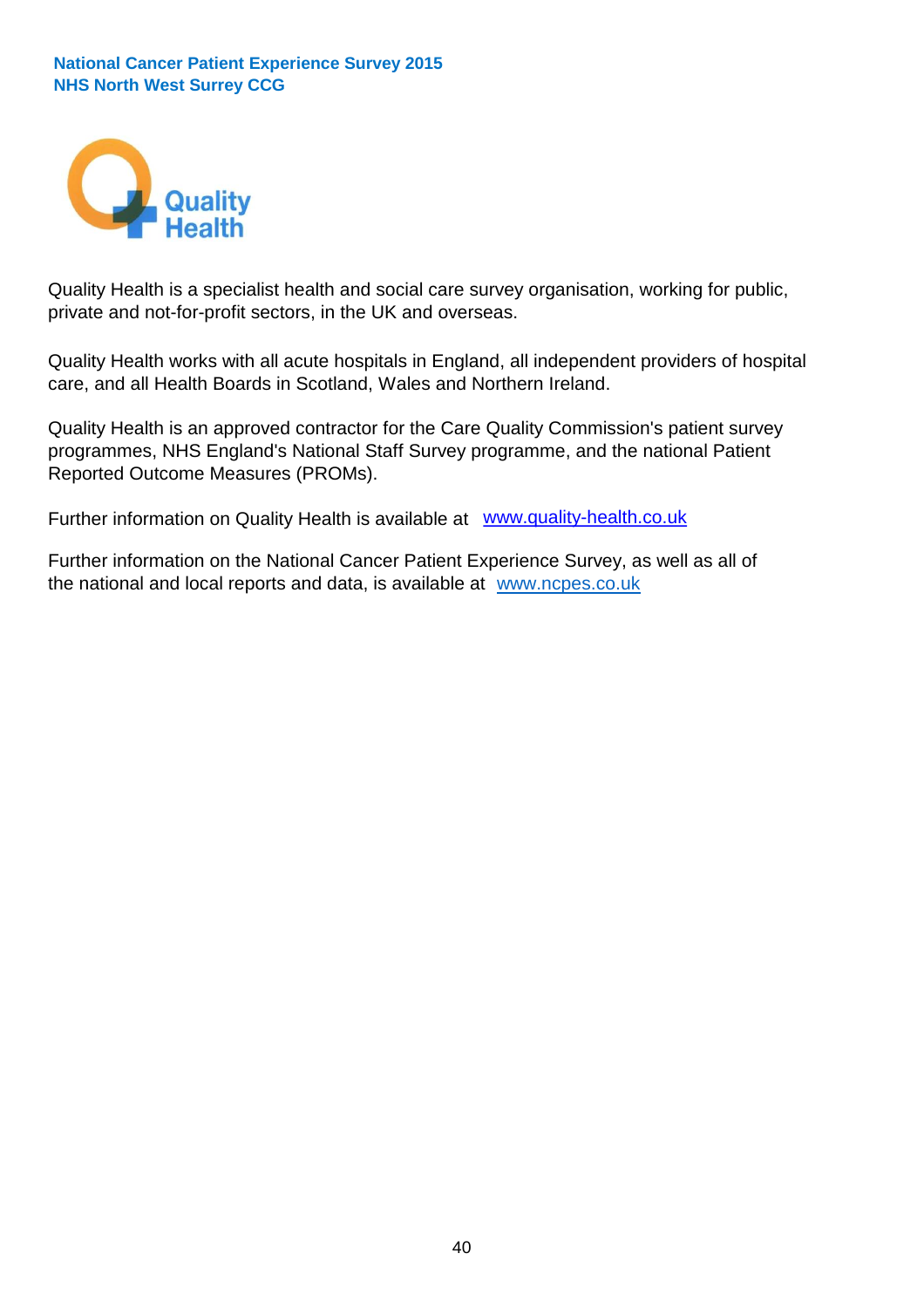Quality Health is a specialist health and social care survey organisation, working for public, private and not-for-profit sectors, in the UK and overseas.

Quality Health works with all acute hospitals in England, all independent providers of hospital care, and all Health Boards in Scotland, Wales and Northern Ireland.

Quality Health is an approved contractor for the Care Quality Commission's patient survey programmes, NHS England's National Staff Survey programme, and the national Patient Reported Outcome Measures (PROMs).

Further information on Quality Health is available at www.quality-health.co.uk

Further information on the National Cancer Patient Experience Survey, as well as all of the national and local reports and data, is available at www.ncpes.co.uk